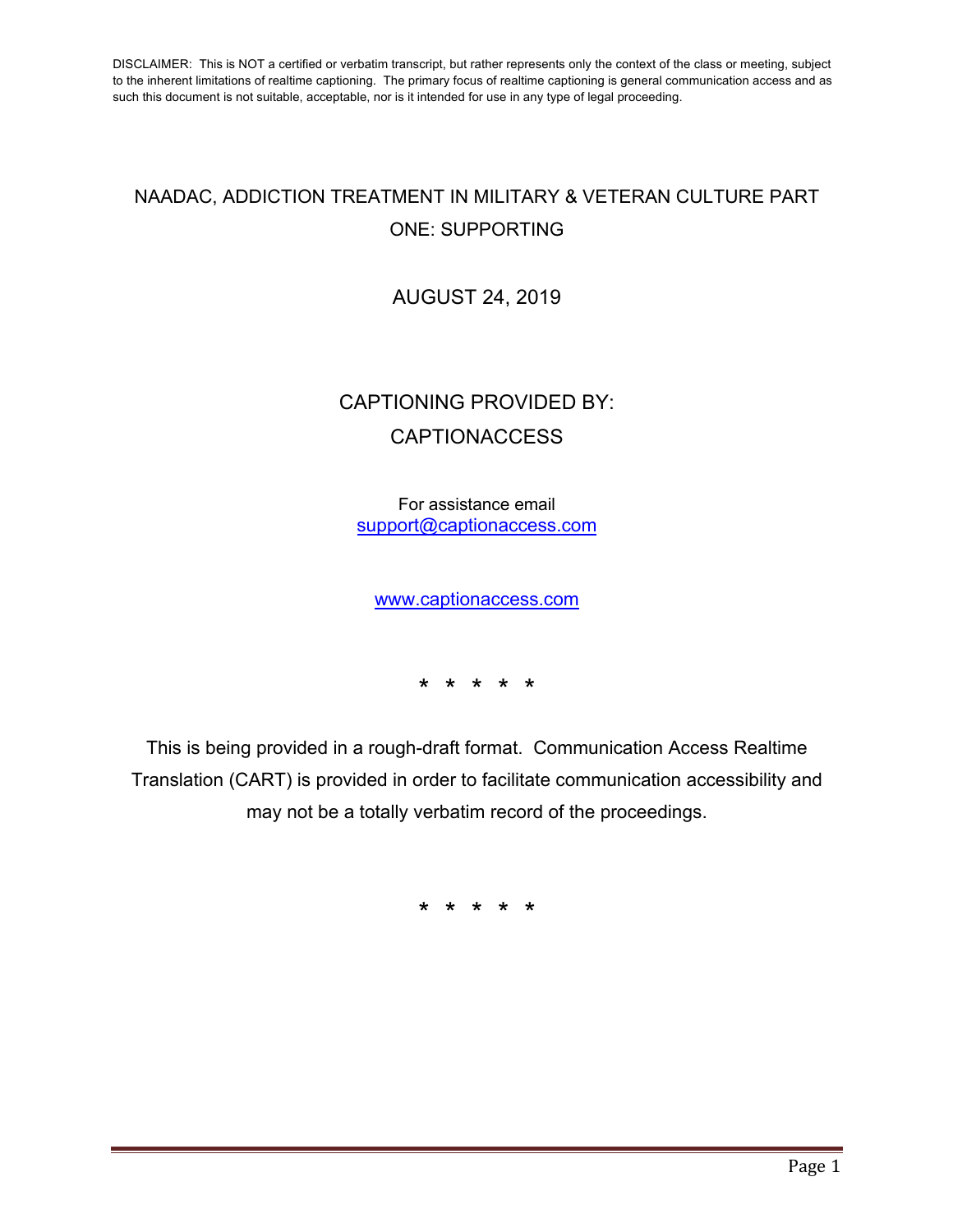DISCLAIMER: This is NOT a certified or verbatim transcript, but rather represents only the context of the class or meeting, subject to the inherent limitations of realtime captioning. The primary focus of realtime captioning is general communication access and as such this document is not suitable, acceptable, nor is it intended for use in any type of legal proceeding.

# NAADAC, ADDICTION TREATMENT IN MILITARY & VETERAN CULTURE PART ONE: SUPPORTING

AUGUST 24, 2019

CAPTIONING PROVIDED BY:
CAPTIONACCESS

For assistance email
support@captionaccess.com

www.captionaccess.com

* * * * *

This is being provided in a rough-draft format. Communication Access Realtime Translation (CART) is provided in order to facilitate communication accessibility and may not be a totally verbatim record of the proceedings.

* * * * *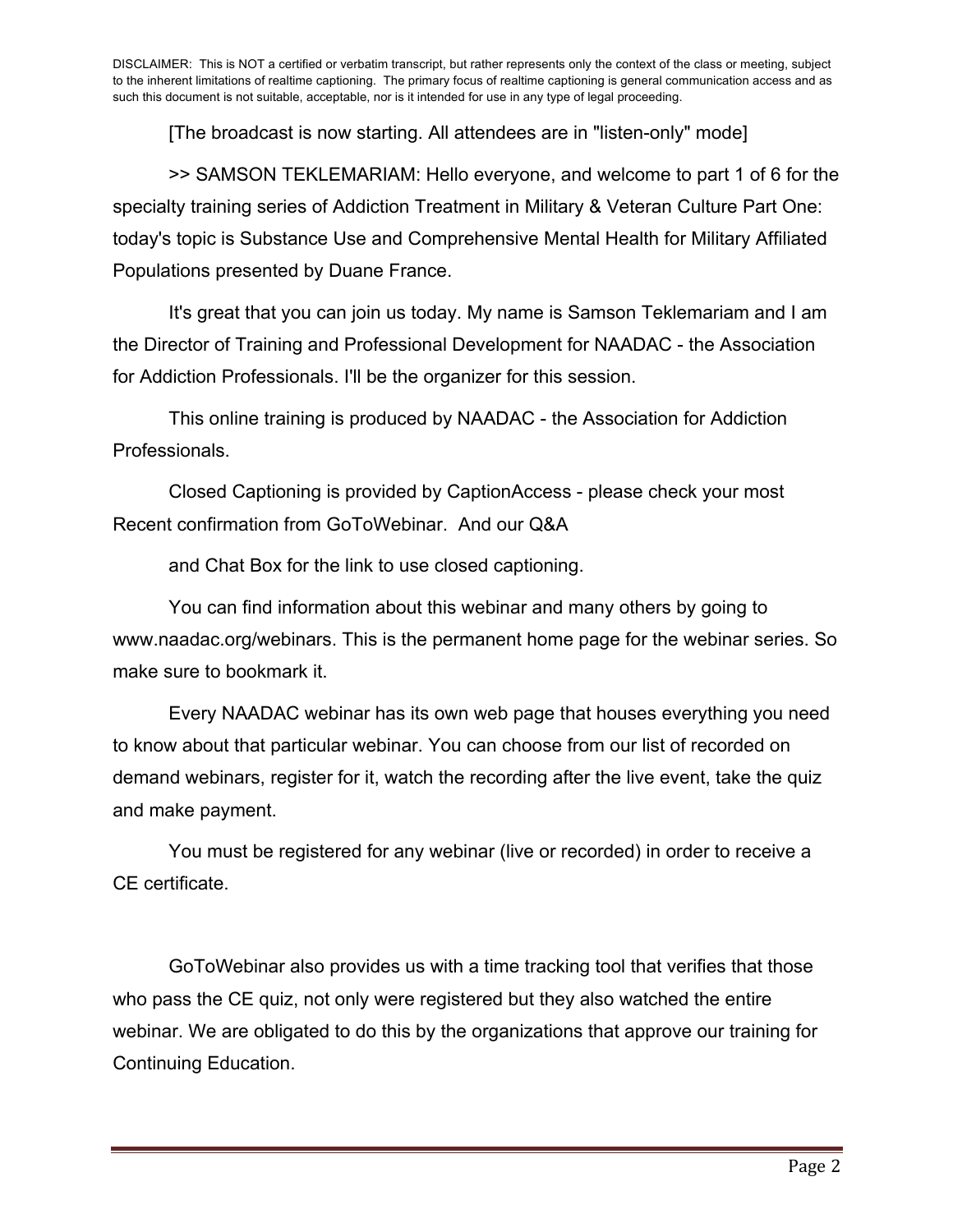DISCLAIMER: This is NOT a certified or verbatim transcript, but rather represents only the context of the class or meeting, subject to the inherent limitations of realtime captioning. The primary focus of realtime captioning is general communication access and as such this document is not suitable, acceptable, nor is it intended for use in any type of legal proceeding.

[The broadcast is now starting. All attendees are in "listen-only" mode]

>> SAMSON TEKLEMARIAM: Hello everyone, and welcome to part 1 of 6 for the specialty training series of Addiction Treatment in Military & Veteran Culture Part One: today's topic is Substance Use and Comprehensive Mental Health for Military Affiliated Populations presented by Duane France.

It's great that you can join us today. My name is Samson Teklemariam and I am the Director of Training and Professional Development for NAADAC - the Association for Addiction Professionals. I'll be the organizer for this session.

This online training is produced by NAADAC - the Association for Addiction Professionals.

Closed Captioning is provided by CaptionAccess - please check your most Recent confirmation from GoToWebinar. And our Q&A

and Chat Box for the link to use closed captioning.

You can find information about this webinar and many others by going to www.naadac.org/webinars. This is the permanent home page for the webinar series. So make sure to bookmark it.

Every NAADAC webinar has its own web page that houses everything you need to know about that particular webinar. You can choose from our list of recorded on demand webinars, register for it, watch the recording after the live event, take the quiz and make payment.

You must be registered for any webinar (live or recorded) in order to receive a CE certificate.

GoToWebinar also provides us with a time tracking tool that verifies that those who pass the CE quiz, not only were registered but they also watched the entire webinar. We are obligated to do this by the organizations that approve our training for Continuing Education.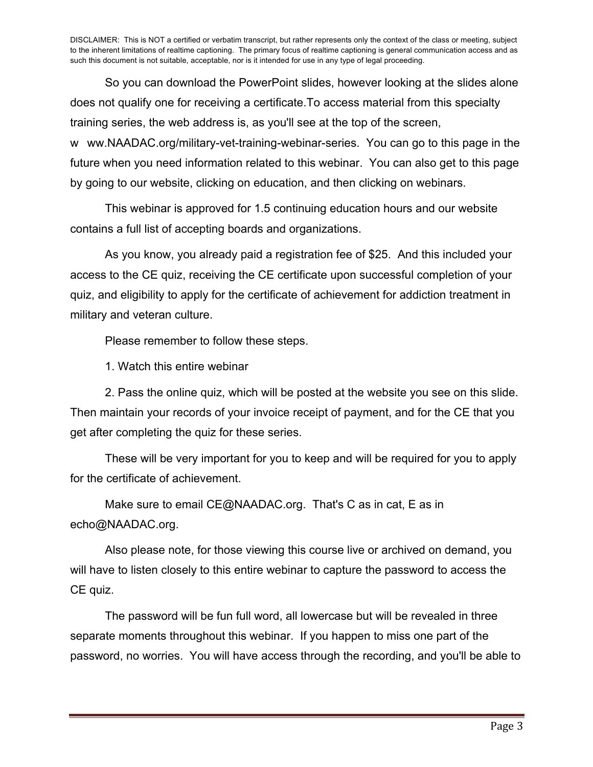DISCLAIMER: This is NOT a certified or verbatim transcript, but rather represents only the context of the class or meeting, subject to the inherent limitations of realtime captioning. The primary focus of realtime captioning is general communication access and as such this document is not suitable, acceptable, nor is it intended for use in any type of legal proceeding.

So you can download the PowerPoint slides, however looking at the slides alone does not qualify one for receiving a certificate.To access material from this specialty training series, the web address is, as you'll see at the top of the screen, w ww.NAADAC.org/military-vet-training-webinar-series. You can go to this page in the future when you need information related to this webinar. You can also get to this page by going to our website, clicking on education, and then clicking on webinars.

This webinar is approved for 1.5 continuing education hours and our website contains a full list of accepting boards and organizations.

As you know, you already paid a registration fee of $25. And this included your access to the CE quiz, receiving the CE certificate upon successful completion of your quiz, and eligibility to apply for the certificate of achievement for addiction treatment in military and veteran culture.

Please remember to follow these steps.

1. Watch this entire webinar

2. Pass the online quiz, which will be posted at the website you see on this slide. Then maintain your records of your invoice receipt of payment, and for the CE that you get after completing the quiz for these series.

These will be very important for you to keep and will be required for you to apply for the certificate of achievement.

Make sure to email CE@NAADAC.org. That's C as in cat, E as in echo@NAADAC.org.

Also please note, for those viewing this course live or archived on demand, you will have to listen closely to this entire webinar to capture the password to access the CE quiz.

The password will be fun full word, all lowercase but will be revealed in three separate moments throughout this webinar. If you happen to miss one part of the password, no worries. You will have access through the recording, and you'll be able to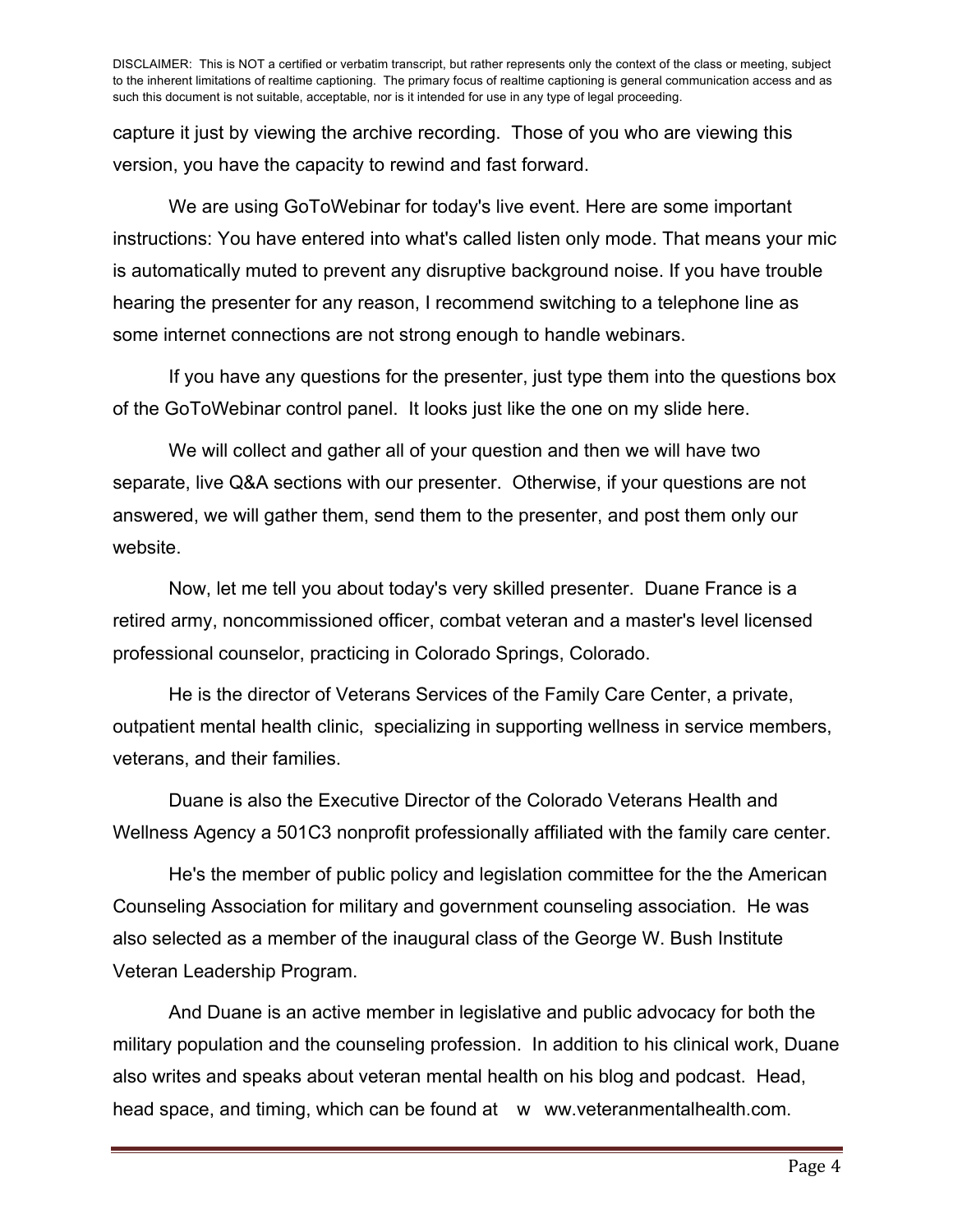capture it just by viewing the archive recording. Those of you who are viewing this version, you have the capacity to rewind and fast forward.

We are using GoToWebinar for today's live event. Here are some important instructions: You have entered into what's called listen only mode. That means your mic is automatically muted to prevent any disruptive background noise. If you have trouble hearing the presenter for any reason, I recommend switching to a telephone line as some internet connections are not strong enough to handle webinars.

If you have any questions for the presenter, just type them into the questions box of the GoToWebinar control panel. It looks just like the one on my slide here.

We will collect and gather all of your question and then we will have two separate, live Q&A sections with our presenter. Otherwise, if your questions are not answered, we will gather them, send them to the presenter, and post them only our website.

Now, let me tell you about today's very skilled presenter. Duane France is a retired army, noncommissioned officer, combat veteran and a master's level licensed professional counselor, practicing in Colorado Springs, Colorado.

He is the director of Veterans Services of the Family Care Center, a private, outpatient mental health clinic, specializing in supporting wellness in service members, veterans, and their families.

Duane is also the Executive Director of the Colorado Veterans Health and Wellness Agency a 501C3 nonprofit professionally affiliated with the family care center.

He's the member of public policy and legislation committee for the the American Counseling Association for military and government counseling association. He was also selected as a member of the inaugural class of the George W. Bush Institute Veteran Leadership Program.

And Duane is an active member in legislative and public advocacy for both the military population and the counseling profession. In addition to his clinical work, Duane also writes and speaks about veteran mental health on his blog and podcast. Head, head space, and timing, which can be found at w ww.veteranmentalhealth.com.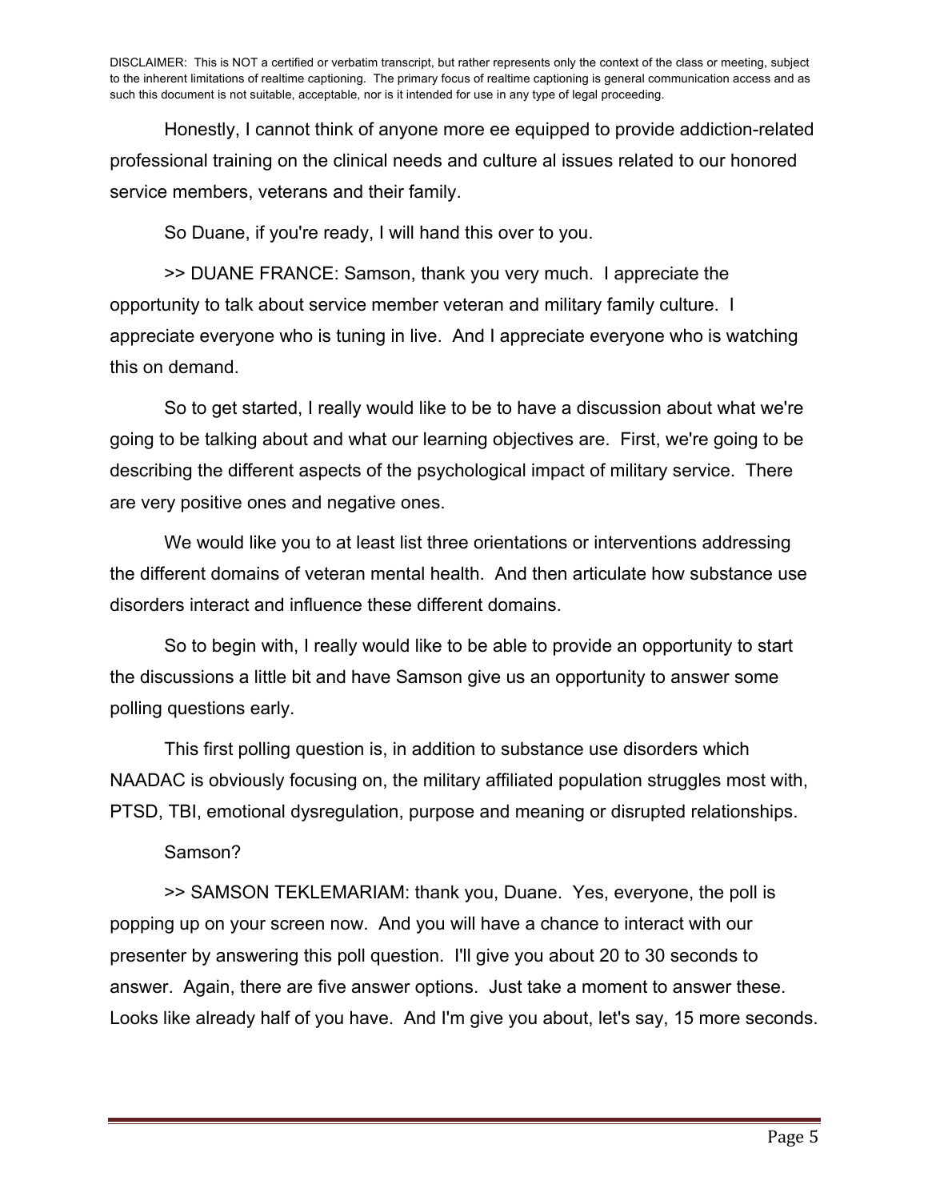DISCLAIMER: This is NOT a certified or verbatim transcript, but rather represents only the context of the class or meeting, subject to the inherent limitations of realtime captioning. The primary focus of realtime captioning is general communication access and as such this document is not suitable, acceptable, nor is it intended for use in any type of legal proceeding.

Honestly, I cannot think of anyone more ee equipped to provide addiction-related professional training on the clinical needs and culture al issues related to our honored service members, veterans and their family.

So Duane, if you're ready, I will hand this over to you.

>> DUANE FRANCE: Samson, thank you very much. I appreciate the opportunity to talk about service member veteran and military family culture. I appreciate everyone who is tuning in live. And I appreciate everyone who is watching this on demand.

So to get started, I really would like to be to have a discussion about what we're going to be talking about and what our learning objectives are. First, we're going to be describing the different aspects of the psychological impact of military service. There are very positive ones and negative ones.

We would like you to at least list three orientations or interventions addressing the different domains of veteran mental health. And then articulate how substance use disorders interact and influence these different domains.

So to begin with, I really would like to be able to provide an opportunity to start the discussions a little bit and have Samson give us an opportunity to answer some polling questions early.

This first polling question is, in addition to substance use disorders which NAADAC is obviously focusing on, the military affiliated population struggles most with, PTSD, TBI, emotional dysregulation, purpose and meaning or disrupted relationships.

Samson?

>> SAMSON TEKLEMARIAM: thank you, Duane. Yes, everyone, the poll is popping up on your screen now. And you will have a chance to interact with our presenter by answering this poll question. I'll give you about 20 to 30 seconds to answer. Again, there are five answer options. Just take a moment to answer these. Looks like already half of you have. And I'm give you about, let's say, 15 more seconds.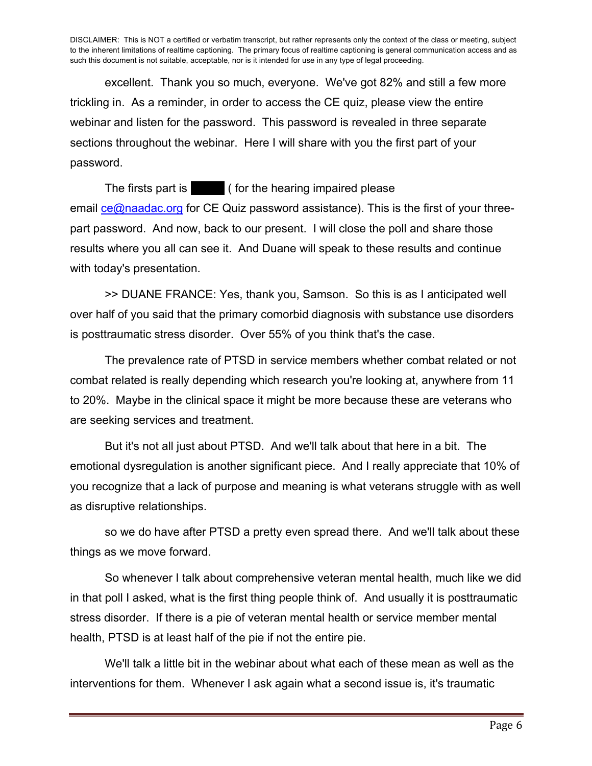excellent. Thank you so much, everyone. We've got 82% and still a few more trickling in. As a reminder, in order to access the CE quiz, please view the entire webinar and listen for the password. This password is revealed in three separate sections throughout the webinar. Here I will share with you the first part of your password.

The firsts part is █████ ( for the hearing impaired please email ce@naadac.org for CE Quiz password assistance). This is the first of your three-part password. And now, back to our present. I will close the poll and share those results where you all can see it. And Duane will speak to these results and continue with today's presentation.

>> DUANE FRANCE: Yes, thank you, Samson. So this is as I anticipated well over half of you said that the primary comorbid diagnosis with substance use disorders is posttraumatic stress disorder. Over 55% of you think that's the case.

The prevalence rate of PTSD in service members whether combat related or not combat related is really depending which research you're looking at, anywhere from 11 to 20%. Maybe in the clinical space it might be more because these are veterans who are seeking services and treatment.

But it's not all just about PTSD. And we'll talk about that here in a bit. The emotional dysregulation is another significant piece. And I really appreciate that 10% of you recognize that a lack of purpose and meaning is what veterans struggle with as well as disruptive relationships.

so we do have after PTSD a pretty even spread there. And we'll talk about these things as we move forward.

So whenever I talk about comprehensive veteran mental health, much like we did in that poll I asked, what is the first thing people think of. And usually it is posttraumatic stress disorder. If there is a pie of veteran mental health or service member mental health, PTSD is at least half of the pie if not the entire pie.

We'll talk a little bit in the webinar about what each of these mean as well as the interventions for them. Whenever I ask again what a second issue is, it's traumatic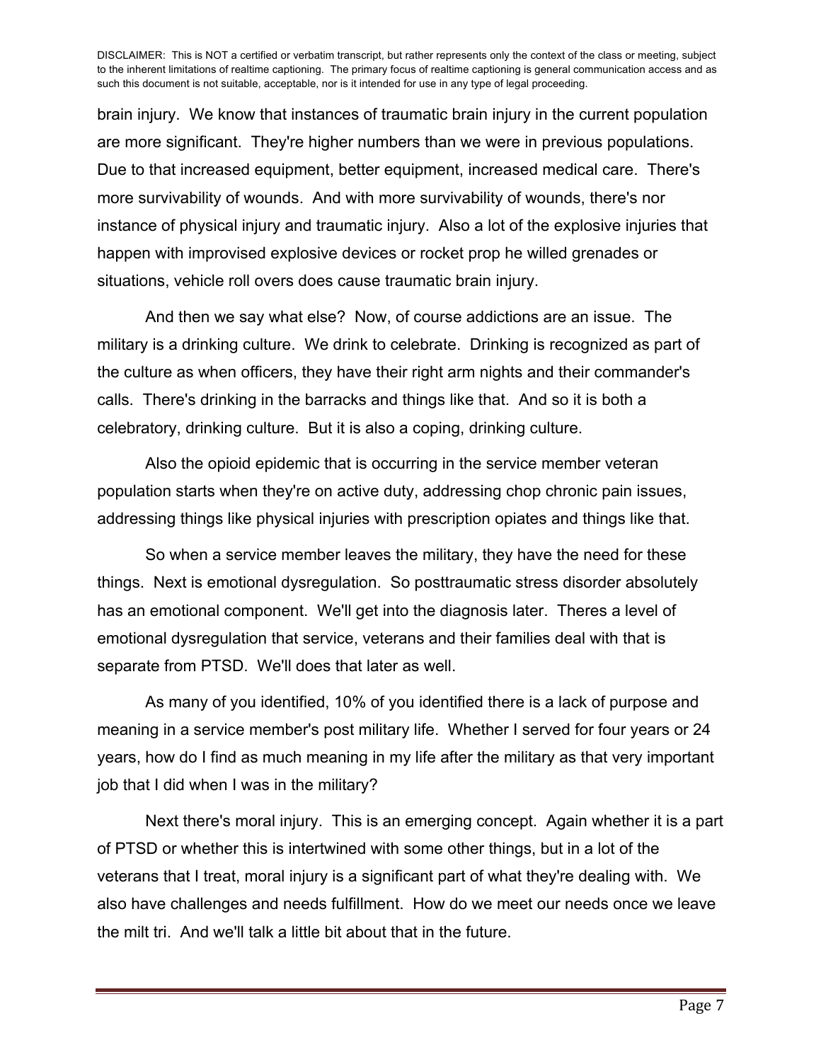DISCLAIMER: This is NOT a certified or verbatim transcript, but rather represents only the context of the class or meeting, subject to the inherent limitations of realtime captioning. The primary focus of realtime captioning is general communication access and as such this document is not suitable, acceptable, nor is it intended for use in any type of legal proceeding.

brain injury. We know that instances of traumatic brain injury in the current population are more significant. They're higher numbers than we were in previous populations. Due to that increased equipment, better equipment, increased medical care. There's more survivability of wounds. And with more survivability of wounds, there's nor instance of physical injury and traumatic injury. Also a lot of the explosive injuries that happen with improvised explosive devices or rocket prop he willed grenades or situations, vehicle roll overs does cause traumatic brain injury.

And then we say what else? Now, of course addictions are an issue. The military is a drinking culture. We drink to celebrate. Drinking is recognized as part of the culture as when officers, they have their right arm nights and their commander's calls. There's drinking in the barracks and things like that. And so it is both a celebratory, drinking culture. But it is also a coping, drinking culture.

Also the opioid epidemic that is occurring in the service member veteran population starts when they're on active duty, addressing chop chronic pain issues, addressing things like physical injuries with prescription opiates and things like that.

So when a service member leaves the military, they have the need for these things. Next is emotional dysregulation. So posttraumatic stress disorder absolutely has an emotional component. We'll get into the diagnosis later. Theres a level of emotional dysregulation that service, veterans and their families deal with that is separate from PTSD. We'll does that later as well.

As many of you identified, 10% of you identified there is a lack of purpose and meaning in a service member's post military life. Whether I served for four years or 24 years, how do I find as much meaning in my life after the military as that very important job that I did when I was in the military?

Next there's moral injury. This is an emerging concept. Again whether it is a part of PTSD or whether this is intertwined with some other things, but in a lot of the veterans that I treat, moral injury is a significant part of what they're dealing with. We also have challenges and needs fulfillment. How do we meet our needs once we leave the milt tri. And we'll talk a little bit about that in the future.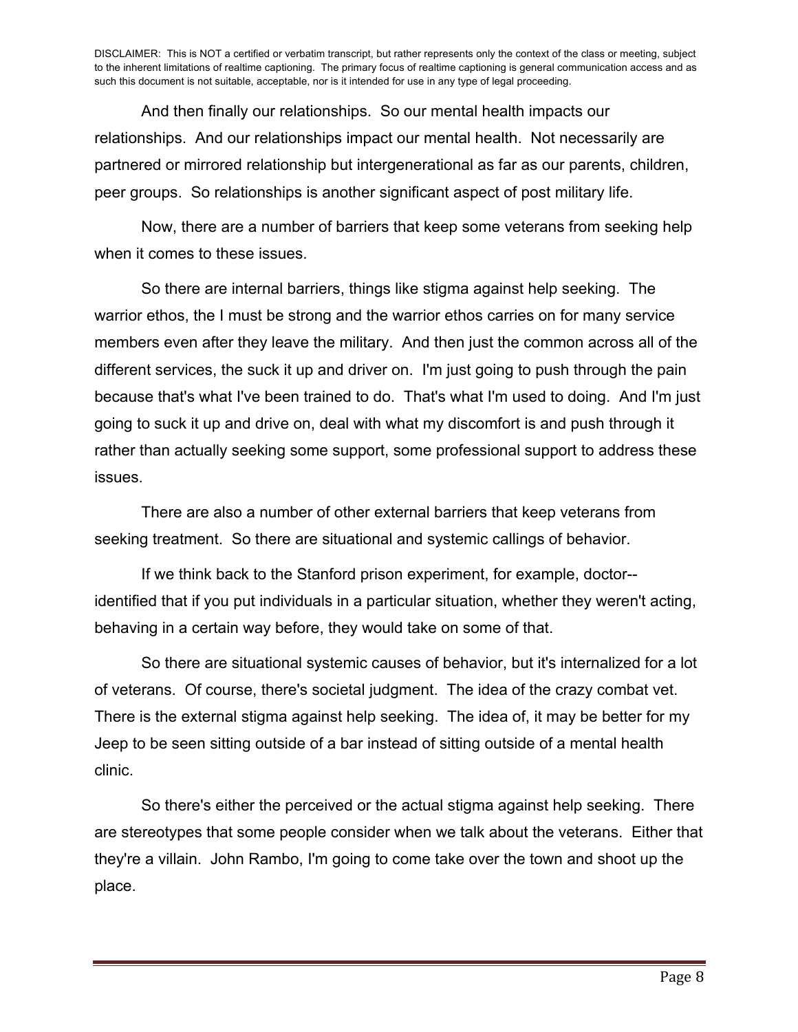DISCLAIMER: This is NOT a certified or verbatim transcript, but rather represents only the context of the class or meeting, subject to the inherent limitations of realtime captioning. The primary focus of realtime captioning is general communication access and as such this document is not suitable, acceptable, nor is it intended for use in any type of legal proceeding.

And then finally our relationships. So our mental health impacts our relationships. And our relationships impact our mental health. Not necessarily are partnered or mirrored relationship but intergenerational as far as our parents, children, peer groups. So relationships is another significant aspect of post military life.

Now, there are a number of barriers that keep some veterans from seeking help when it comes to these issues.

So there are internal barriers, things like stigma against help seeking. The warrior ethos, the I must be strong and the warrior ethos carries on for many service members even after they leave the military. And then just the common across all of the different services, the suck it up and driver on. I'm just going to push through the pain because that's what I've been trained to do. That's what I'm used to doing. And I'm just going to suck it up and drive on, deal with what my discomfort is and push through it rather than actually seeking some support, some professional support to address these issues.

There are also a number of other external barriers that keep veterans from seeking treatment. So there are situational and systemic callings of behavior.

If we think back to the Stanford prison experiment, for example, doctor-- identified that if you put individuals in a particular situation, whether they weren't acting, behaving in a certain way before, they would take on some of that.

So there are situational systemic causes of behavior, but it's internalized for a lot of veterans. Of course, there's societal judgment. The idea of the crazy combat vet. There is the external stigma against help seeking. The idea of, it may be better for my Jeep to be seen sitting outside of a bar instead of sitting outside of a mental health clinic.

So there's either the perceived or the actual stigma against help seeking. There are stereotypes that some people consider when we talk about the veterans. Either that they're a villain. John Rambo, I'm going to come take over the town and shoot up the place.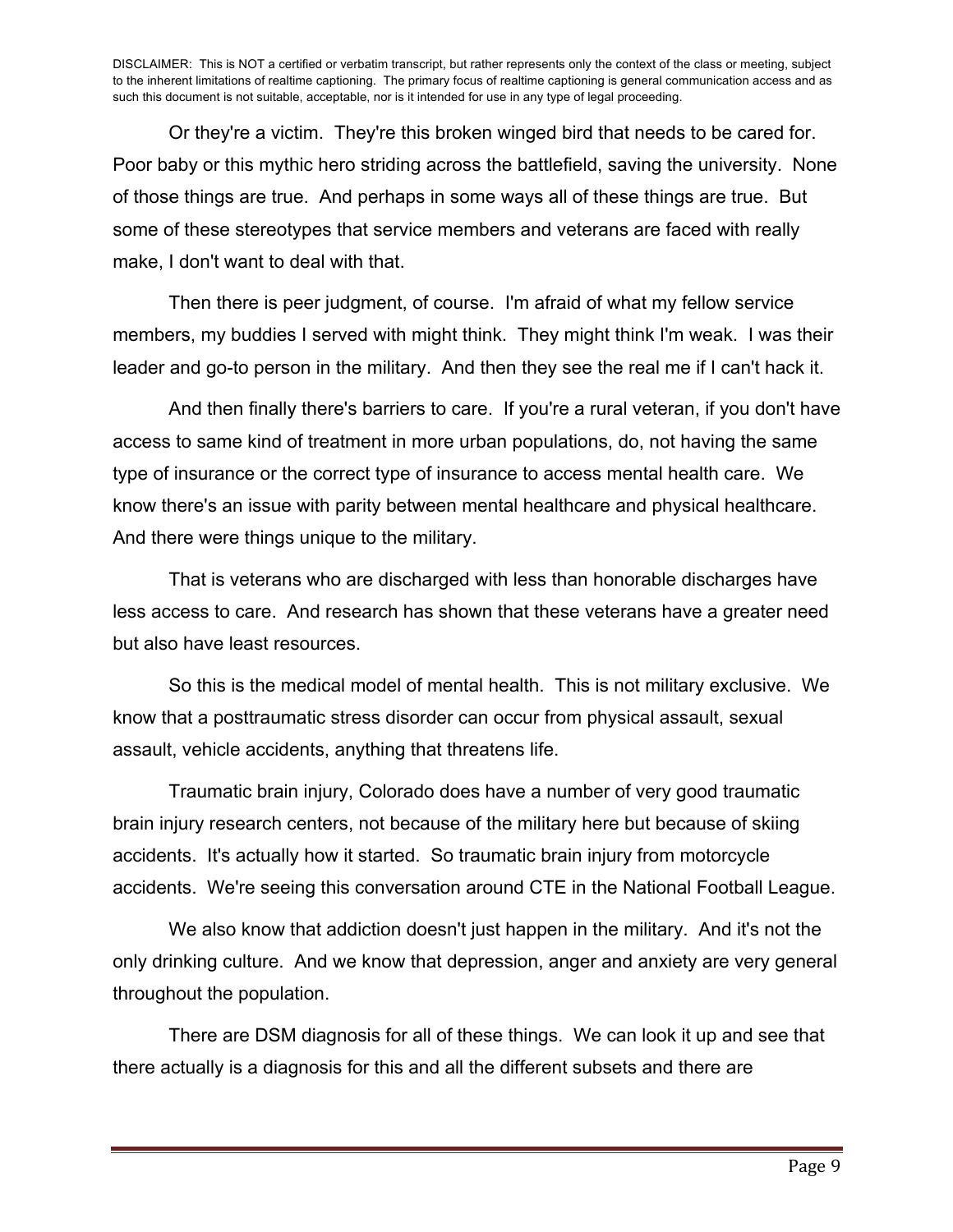DISCLAIMER: This is NOT a certified or verbatim transcript, but rather represents only the context of the class or meeting, subject to the inherent limitations of realtime captioning. The primary focus of realtime captioning is general communication access and as such this document is not suitable, acceptable, nor is it intended for use in any type of legal proceeding.

Or they're a victim. They're this broken winged bird that needs to be cared for. Poor baby or this mythic hero striding across the battlefield, saving the university. None of those things are true. And perhaps in some ways all of these things are true. But some of these stereotypes that service members and veterans are faced with really make, I don't want to deal with that.

Then there is peer judgment, of course. I'm afraid of what my fellow service members, my buddies I served with might think. They might think I'm weak. I was their leader and go-to person in the military. And then they see the real me if I can't hack it.

And then finally there's barriers to care. If you're a rural veteran, if you don't have access to same kind of treatment in more urban populations, do, not having the same type of insurance or the correct type of insurance to access mental health care. We know there's an issue with parity between mental healthcare and physical healthcare. And there were things unique to the military.

That is veterans who are discharged with less than honorable discharges have less access to care. And research has shown that these veterans have a greater need but also have least resources.

So this is the medical model of mental health. This is not military exclusive. We know that a posttraumatic stress disorder can occur from physical assault, sexual assault, vehicle accidents, anything that threatens life.

Traumatic brain injury, Colorado does have a number of very good traumatic brain injury research centers, not because of the military here but because of skiing accidents. It's actually how it started. So traumatic brain injury from motorcycle accidents. We're seeing this conversation around CTE in the National Football League.

We also know that addiction doesn't just happen in the military. And it's not the only drinking culture. And we know that depression, anger and anxiety are very general throughout the population.

There are DSM diagnosis for all of these things. We can look it up and see that there actually is a diagnosis for this and all the different subsets and there are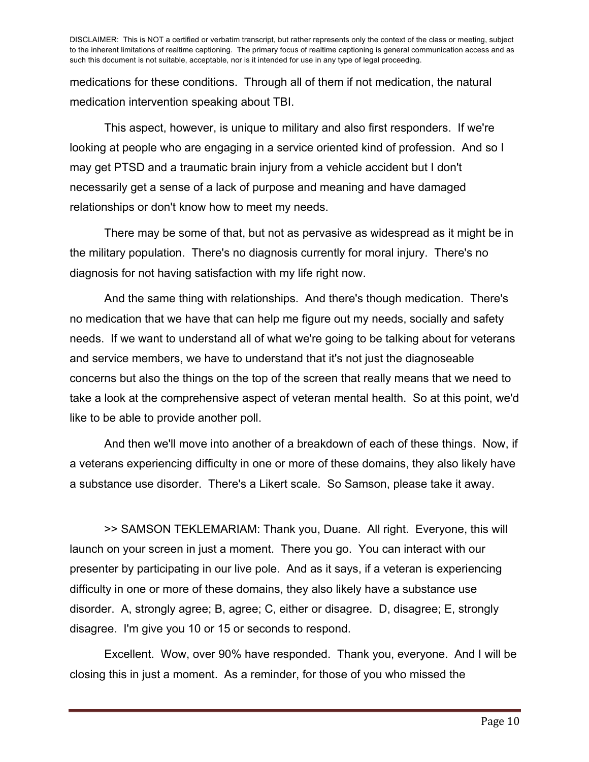medications for these conditions. Through all of them if not medication, the natural medication intervention speaking about TBI.

This aspect, however, is unique to military and also first responders. If we're looking at people who are engaging in a service oriented kind of profession. And so I may get PTSD and a traumatic brain injury from a vehicle accident but I don't necessarily get a sense of a lack of purpose and meaning and have damaged relationships or don't know how to meet my needs.

There may be some of that, but not as pervasive as widespread as it might be in the military population. There's no diagnosis currently for moral injury. There's no diagnosis for not having satisfaction with my life right now.

And the same thing with relationships. And there's though medication. There's no medication that we have that can help me figure out my needs, socially and safety needs. If we want to understand all of what we're going to be talking about for veterans and service members, we have to understand that it's not just the diagnoseable concerns but also the things on the top of the screen that really means that we need to take a look at the comprehensive aspect of veteran mental health. So at this point, we'd like to be able to provide another poll.

And then we'll move into another of a breakdown of each of these things. Now, if a veterans experiencing difficulty in one or more of these domains, they also likely have a substance use disorder. There's a Likert scale. So Samson, please take it away.

>> SAMSON TEKLEMARIAM: Thank you, Duane. All right. Everyone, this will launch on your screen in just a moment. There you go. You can interact with our presenter by participating in our live pole. And as it says, if a veteran is experiencing difficulty in one or more of these domains, they also likely have a substance use disorder. A, strongly agree; B, agree; C, either or disagree. D, disagree; E, strongly disagree. I'm give you 10 or 15 or seconds to respond.

Excellent. Wow, over 90% have responded. Thank you, everyone. And I will be closing this in just a moment. As a reminder, for those of you who missed the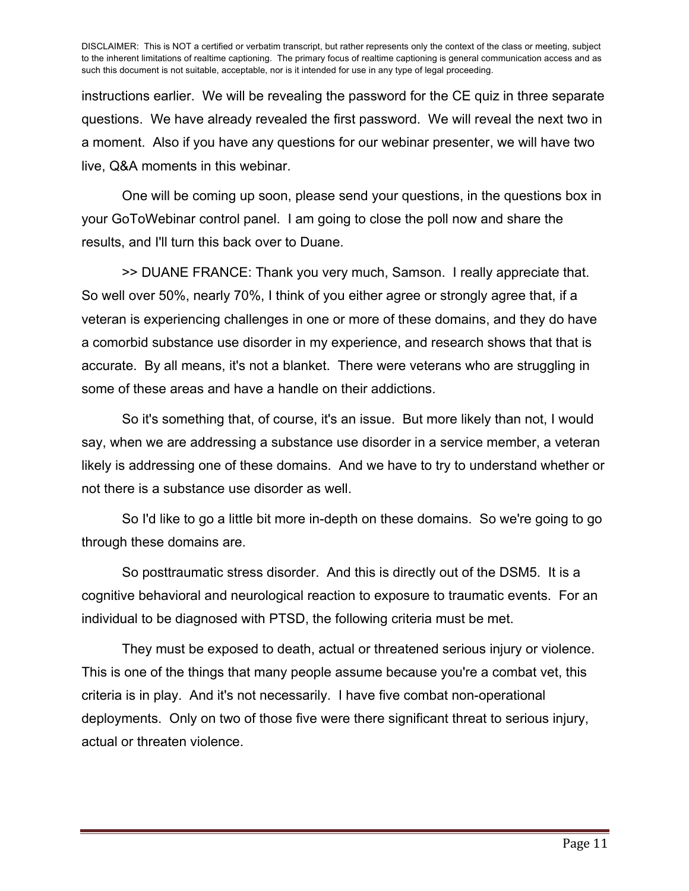instructions earlier. We will be revealing the password for the CE quiz in three separate questions. We have already revealed the first password. We will reveal the next two in a moment. Also if you have any questions for our webinar presenter, we will have two live, Q&A moments in this webinar.

One will be coming up soon, please send your questions, in the questions box in your GoToWebinar control panel. I am going to close the poll now and share the results, and I'll turn this back over to Duane.

>> DUANE FRANCE: Thank you very much, Samson. I really appreciate that. So well over 50%, nearly 70%, I think of you either agree or strongly agree that, if a veteran is experiencing challenges in one or more of these domains, and they do have a comorbid substance use disorder in my experience, and research shows that that is accurate. By all means, it's not a blanket. There were veterans who are struggling in some of these areas and have a handle on their addictions.

So it's something that, of course, it's an issue. But more likely than not, I would say, when we are addressing a substance use disorder in a service member, a veteran likely is addressing one of these domains. And we have to try to understand whether or not there is a substance use disorder as well.

So I'd like to go a little bit more in-depth on these domains. So we're going to go through these domains are.

So posttraumatic stress disorder. And this is directly out of the DSM5. It is a cognitive behavioral and neurological reaction to exposure to traumatic events. For an individual to be diagnosed with PTSD, the following criteria must be met.

They must be exposed to death, actual or threatened serious injury or violence. This is one of the things that many people assume because you're a combat vet, this criteria is in play. And it's not necessarily. I have five combat non-operational deployments. Only on two of those five were there significant threat to serious injury, actual or threaten violence.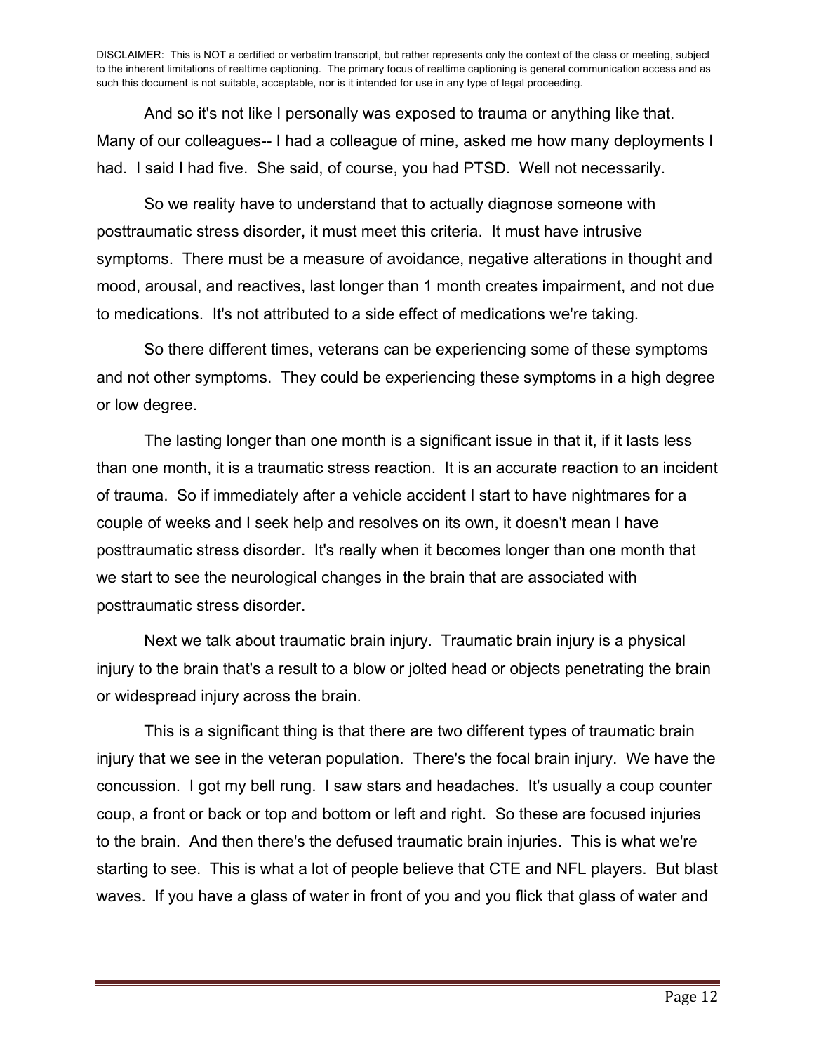DISCLAIMER: This is NOT a certified or verbatim transcript, but rather represents only the context of the class or meeting, subject to the inherent limitations of realtime captioning. The primary focus of realtime captioning is general communication access and as such this document is not suitable, acceptable, nor is it intended for use in any type of legal proceeding.

And so it's not like I personally was exposed to trauma or anything like that. Many of our colleagues-- I had a colleague of mine, asked me how many deployments I had. I said I had five. She said, of course, you had PTSD. Well not necessarily.

So we reality have to understand that to actually diagnose someone with posttraumatic stress disorder, it must meet this criteria. It must have intrusive symptoms. There must be a measure of avoidance, negative alterations in thought and mood, arousal, and reactives, last longer than 1 month creates impairment, and not due to medications. It's not attributed to a side effect of medications we're taking.

So there different times, veterans can be experiencing some of these symptoms and not other symptoms. They could be experiencing these symptoms in a high degree or low degree.

The lasting longer than one month is a significant issue in that it, if it lasts less than one month, it is a traumatic stress reaction. It is an accurate reaction to an incident of trauma. So if immediately after a vehicle accident I start to have nightmares for a couple of weeks and I seek help and resolves on its own, it doesn't mean I have posttraumatic stress disorder. It's really when it becomes longer than one month that we start to see the neurological changes in the brain that are associated with posttraumatic stress disorder.

Next we talk about traumatic brain injury. Traumatic brain injury is a physical injury to the brain that's a result to a blow or jolted head or objects penetrating the brain or widespread injury across the brain.

This is a significant thing is that there are two different types of traumatic brain injury that we see in the veteran population. There's the focal brain injury. We have the concussion. I got my bell rung. I saw stars and headaches. It's usually a coup counter coup, a front or back or top and bottom or left and right. So these are focused injuries to the brain. And then there's the defused traumatic brain injuries. This is what we're starting to see. This is what a lot of people believe that CTE and NFL players. But blast waves. If you have a glass of water in front of you and you flick that glass of water and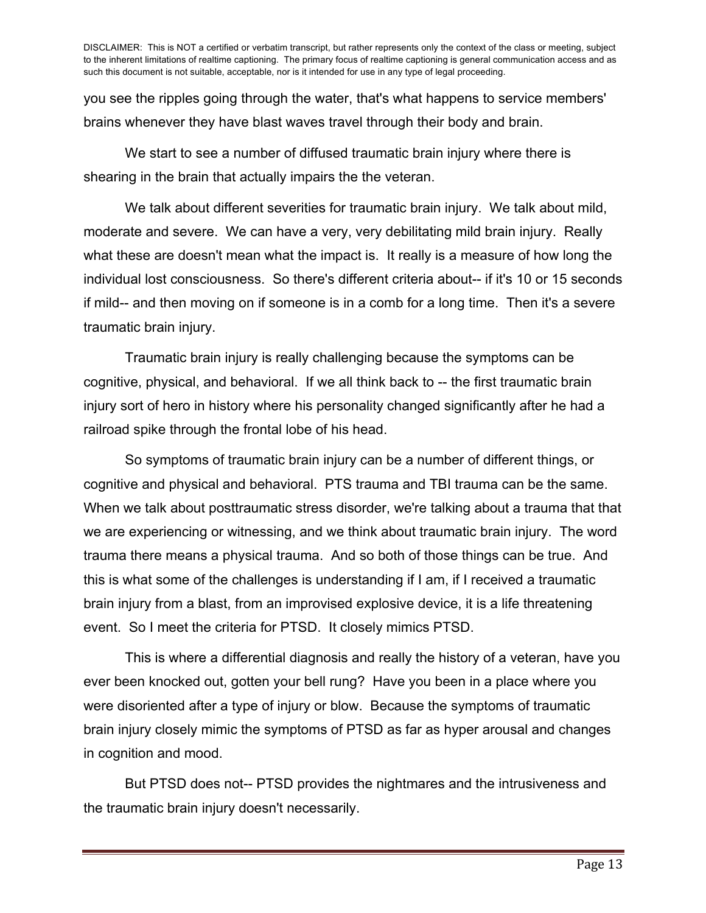DISCLAIMER: This is NOT a certified or verbatim transcript, but rather represents only the context of the class or meeting, subject to the inherent limitations of realtime captioning. The primary focus of realtime captioning is general communication access and as such this document is not suitable, acceptable, nor is it intended for use in any type of legal proceeding.

you see the ripples going through the water, that's what happens to service members' brains whenever they have blast waves travel through their body and brain.

We start to see a number of diffused traumatic brain injury where there is shearing in the brain that actually impairs the the veteran.

We talk about different severities for traumatic brain injury. We talk about mild, moderate and severe. We can have a very, very debilitating mild brain injury. Really what these are doesn't mean what the impact is. It really is a measure of how long the individual lost consciousness. So there's different criteria about-- if it's 10 or 15 seconds if mild-- and then moving on if someone is in a comb for a long time. Then it's a severe traumatic brain injury.

Traumatic brain injury is really challenging because the symptoms can be cognitive, physical, and behavioral. If we all think back to -- the first traumatic brain injury sort of hero in history where his personality changed significantly after he had a railroad spike through the frontal lobe of his head.

So symptoms of traumatic brain injury can be a number of different things, or cognitive and physical and behavioral. PTS trauma and TBI trauma can be the same. When we talk about posttraumatic stress disorder, we're talking about a trauma that that we are experiencing or witnessing, and we think about traumatic brain injury. The word trauma there means a physical trauma. And so both of those things can be true. And this is what some of the challenges is understanding if I am, if I received a traumatic brain injury from a blast, from an improvised explosive device, it is a life threatening event. So I meet the criteria for PTSD. It closely mimics PTSD.

This is where a differential diagnosis and really the history of a veteran, have you ever been knocked out, gotten your bell rung? Have you been in a place where you were disoriented after a type of injury or blow. Because the symptoms of traumatic brain injury closely mimic the symptoms of PTSD as far as hyper arousal and changes in cognition and mood.

But PTSD does not-- PTSD provides the nightmares and the intrusiveness and the traumatic brain injury doesn't necessarily.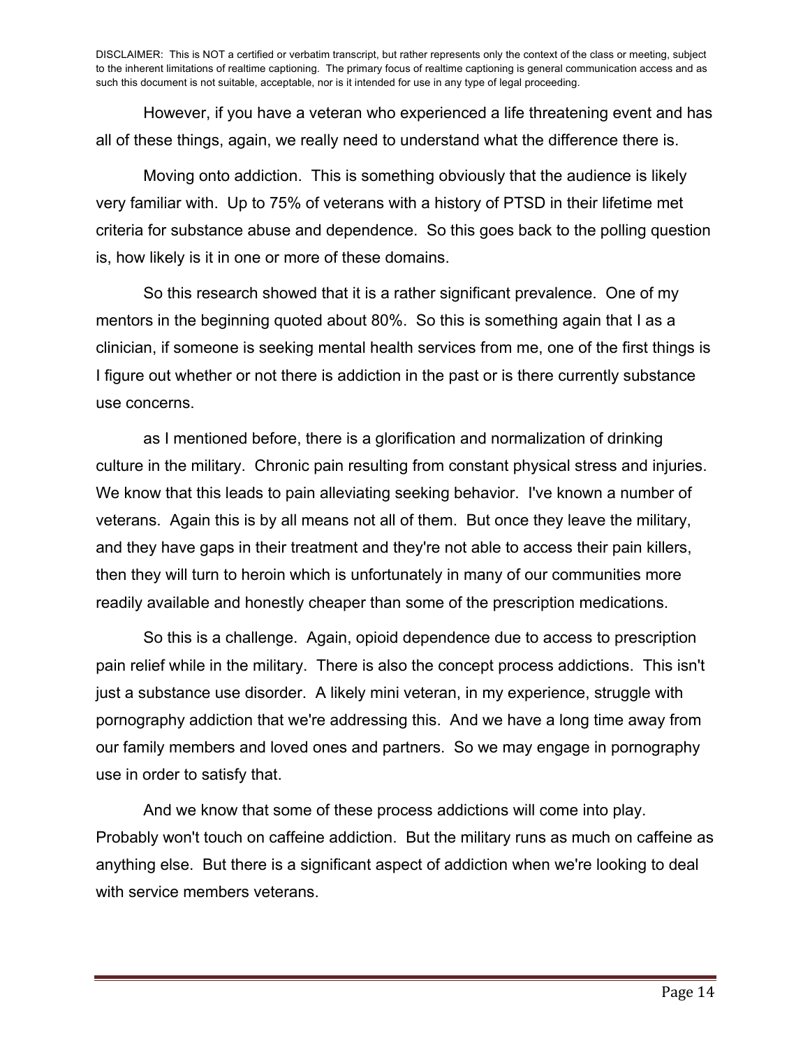DISCLAIMER: This is NOT a certified or verbatim transcript, but rather represents only the context of the class or meeting, subject to the inherent limitations of realtime captioning. The primary focus of realtime captioning is general communication access and as such this document is not suitable, acceptable, nor is it intended for use in any type of legal proceeding.

However, if you have a veteran who experienced a life threatening event and has all of these things, again, we really need to understand what the difference there is.

Moving onto addiction. This is something obviously that the audience is likely very familiar with. Up to 75% of veterans with a history of PTSD in their lifetime met criteria for substance abuse and dependence. So this goes back to the polling question is, how likely is it in one or more of these domains.

So this research showed that it is a rather significant prevalence. One of my mentors in the beginning quoted about 80%. So this is something again that I as a clinician, if someone is seeking mental health services from me, one of the first things is I figure out whether or not there is addiction in the past or is there currently substance use concerns.

as I mentioned before, there is a glorification and normalization of drinking culture in the military. Chronic pain resulting from constant physical stress and injuries. We know that this leads to pain alleviating seeking behavior. I've known a number of veterans. Again this is by all means not all of them. But once they leave the military, and they have gaps in their treatment and they're not able to access their pain killers, then they will turn to heroin which is unfortunately in many of our communities more readily available and honestly cheaper than some of the prescription medications.

So this is a challenge. Again, opioid dependence due to access to prescription pain relief while in the military. There is also the concept process addictions. This isn't just a substance use disorder. A likely mini veteran, in my experience, struggle with pornography addiction that we're addressing this. And we have a long time away from our family members and loved ones and partners. So we may engage in pornography use in order to satisfy that.

And we know that some of these process addictions will come into play. Probably won't touch on caffeine addiction. But the military runs as much on caffeine as anything else. But there is a significant aspect of addiction when we're looking to deal with service members veterans.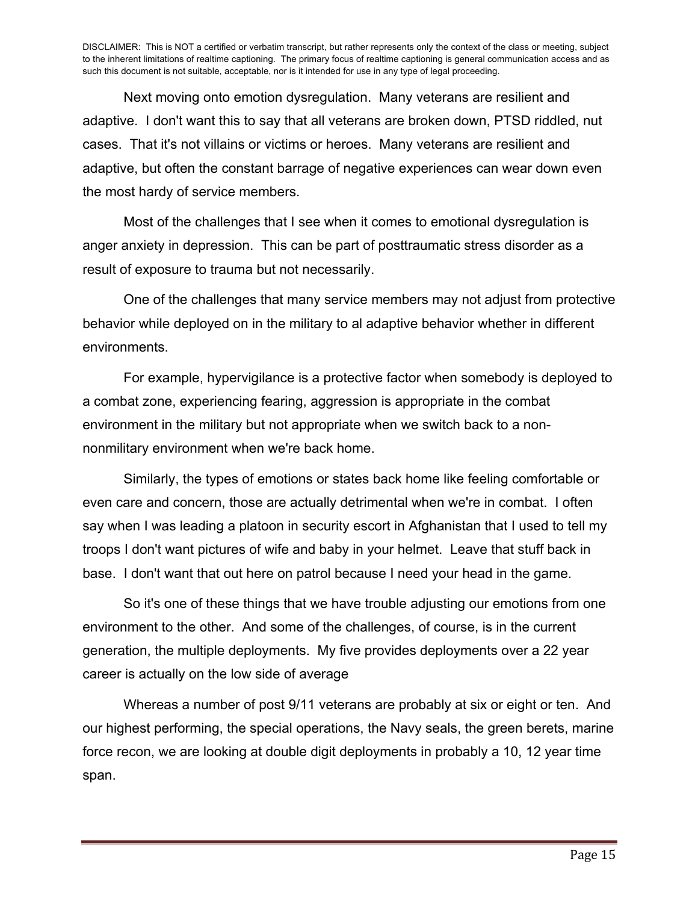DISCLAIMER: This is NOT a certified or verbatim transcript, but rather represents only the context of the class or meeting, subject to the inherent limitations of realtime captioning. The primary focus of realtime captioning is general communication access and as such this document is not suitable, acceptable, nor is it intended for use in any type of legal proceeding.

Next moving onto emotion dysregulation. Many veterans are resilient and adaptive. I don't want this to say that all veterans are broken down, PTSD riddled, nut cases. That it's not villains or victims or heroes. Many veterans are resilient and adaptive, but often the constant barrage of negative experiences can wear down even the most hardy of service members.

Most of the challenges that I see when it comes to emotional dysregulation is anger anxiety in depression. This can be part of posttraumatic stress disorder as a result of exposure to trauma but not necessarily.

One of the challenges that many service members may not adjust from protective behavior while deployed on in the military to al adaptive behavior whether in different environments.

For example, hypervigilance is a protective factor when somebody is deployed to a combat zone, experiencing fearing, aggression is appropriate in the combat environment in the military but not appropriate when we switch back to a non-nonmilitary environment when we're back home.

Similarly, the types of emotions or states back home like feeling comfortable or even care and concern, those are actually detrimental when we're in combat. I often say when I was leading a platoon in security escort in Afghanistan that I used to tell my troops I don't want pictures of wife and baby in your helmet. Leave that stuff back in base. I don't want that out here on patrol because I need your head in the game.

So it's one of these things that we have trouble adjusting our emotions from one environment to the other. And some of the challenges, of course, is in the current generation, the multiple deployments. My five provides deployments over a 22 year career is actually on the low side of average

Whereas a number of post 9/11 veterans are probably at six or eight or ten. And our highest performing, the special operations, the Navy seals, the green berets, marine force recon, we are looking at double digit deployments in probably a 10, 12 year time span.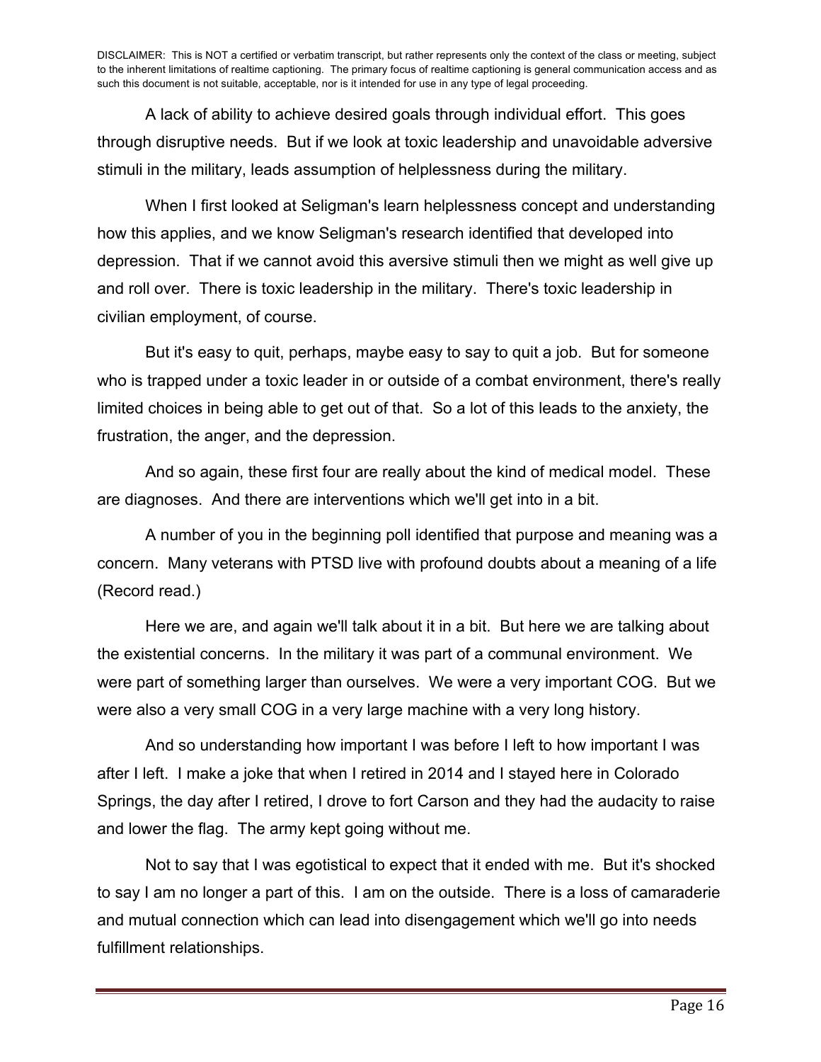DISCLAIMER: This is NOT a certified or verbatim transcript, but rather represents only the context of the class or meeting, subject to the inherent limitations of realtime captioning. The primary focus of realtime captioning is general communication access and as such this document is not suitable, acceptable, nor is it intended for use in any type of legal proceeding.

A lack of ability to achieve desired goals through individual effort. This goes through disruptive needs. But if we look at toxic leadership and unavoidable adversive stimuli in the military, leads assumption of helplessness during the military.

When I first looked at Seligman's learn helplessness concept and understanding how this applies, and we know Seligman's research identified that developed into depression. That if we cannot avoid this aversive stimuli then we might as well give up and roll over. There is toxic leadership in the military. There's toxic leadership in civilian employment, of course.

But it's easy to quit, perhaps, maybe easy to say to quit a job. But for someone who is trapped under a toxic leader in or outside of a combat environment, there's really limited choices in being able to get out of that. So a lot of this leads to the anxiety, the frustration, the anger, and the depression.

And so again, these first four are really about the kind of medical model. These are diagnoses. And there are interventions which we'll get into in a bit.

A number of you in the beginning poll identified that purpose and meaning was a concern. Many veterans with PTSD live with profound doubts about a meaning of a life (Record read.)

Here we are, and again we'll talk about it in a bit. But here we are talking about the existential concerns. In the military it was part of a communal environment. We were part of something larger than ourselves. We were a very important COG. But we were also a very small COG in a very large machine with a very long history.

And so understanding how important I was before I left to how important I was after I left. I make a joke that when I retired in 2014 and I stayed here in Colorado Springs, the day after I retired, I drove to fort Carson and they had the audacity to raise and lower the flag. The army kept going without me.

Not to say that I was egotistical to expect that it ended with me. But it's shocked to say I am no longer a part of this. I am on the outside. There is a loss of camaraderie and mutual connection which can lead into disengagement which we'll go into needs fulfillment relationships.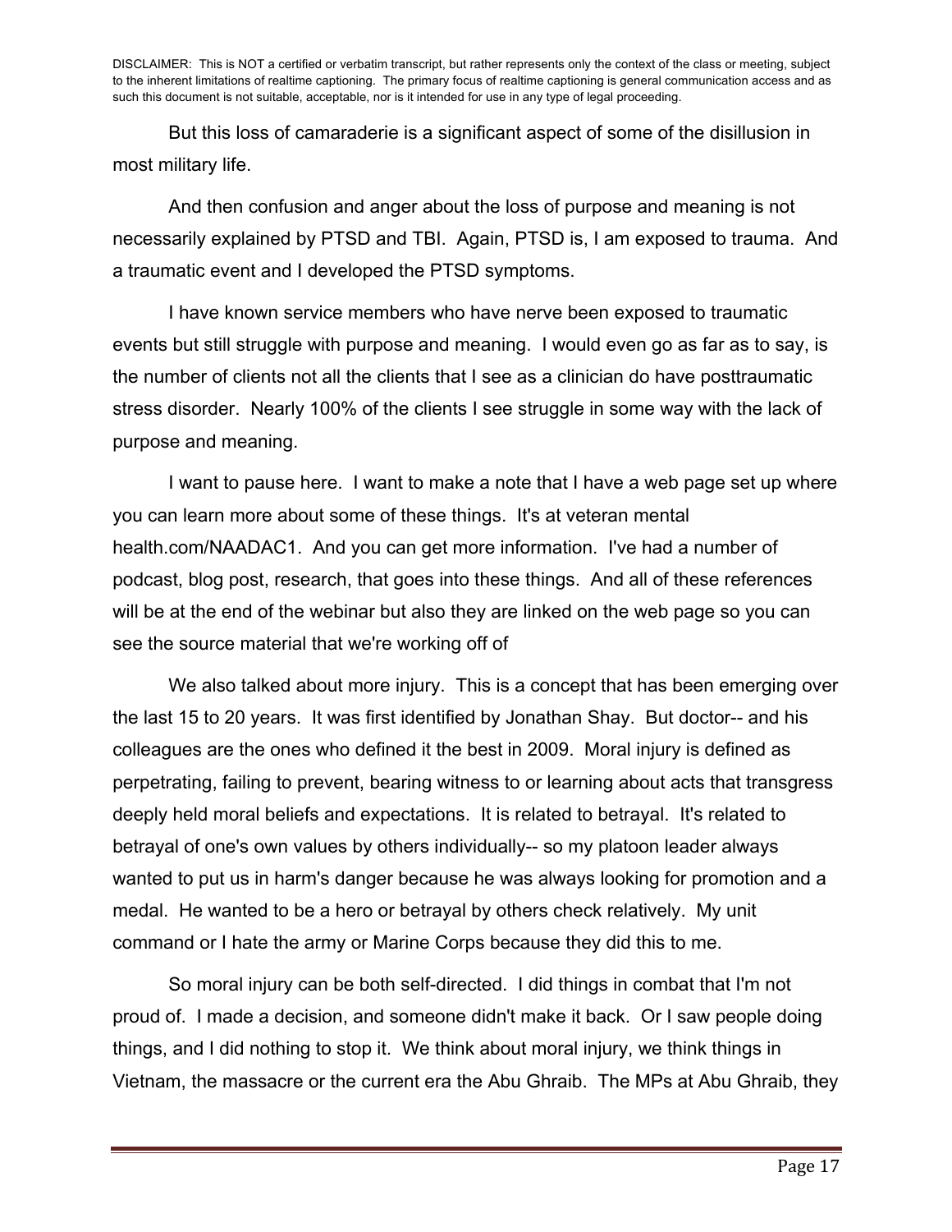DISCLAIMER: This is NOT a certified or verbatim transcript, but rather represents only the context of the class or meeting, subject to the inherent limitations of realtime captioning. The primary focus of realtime captioning is general communication access and as such this document is not suitable, acceptable, nor is it intended for use in any type of legal proceeding.

But this loss of camaraderie is a significant aspect of some of the disillusion in most military life.

And then confusion and anger about the loss of purpose and meaning is not necessarily explained by PTSD and TBI. Again, PTSD is, I am exposed to trauma. And a traumatic event and I developed the PTSD symptoms.

I have known service members who have nerve been exposed to traumatic events but still struggle with purpose and meaning. I would even go as far as to say, is the number of clients not all the clients that I see as a clinician do have posttraumatic stress disorder. Nearly 100% of the clients I see struggle in some way with the lack of purpose and meaning.

I want to pause here. I want to make a note that I have a web page set up where you can learn more about some of these things. It's at veteran mental health.com/NAADAC1. And you can get more information. I've had a number of podcast, blog post, research, that goes into these things. And all of these references will be at the end of the webinar but also they are linked on the web page so you can see the source material that we're working off of

We also talked about more injury. This is a concept that has been emerging over the last 15 to 20 years. It was first identified by Jonathan Shay. But doctor-- and his colleagues are the ones who defined it the best in 2009. Moral injury is defined as perpetrating, failing to prevent, bearing witness to or learning about acts that transgress deeply held moral beliefs and expectations. It is related to betrayal. It's related to betrayal of one's own values by others individually-- so my platoon leader always wanted to put us in harm's danger because he was always looking for promotion and a medal. He wanted to be a hero or betrayal by others check relatively. My unit command or I hate the army or Marine Corps because they did this to me.

So moral injury can be both self-directed. I did things in combat that I'm not proud of. I made a decision, and someone didn't make it back. Or I saw people doing things, and I did nothing to stop it. We think about moral injury, we think things in Vietnam, the massacre or the current era the Abu Ghraib. The MPs at Abu Ghraib, they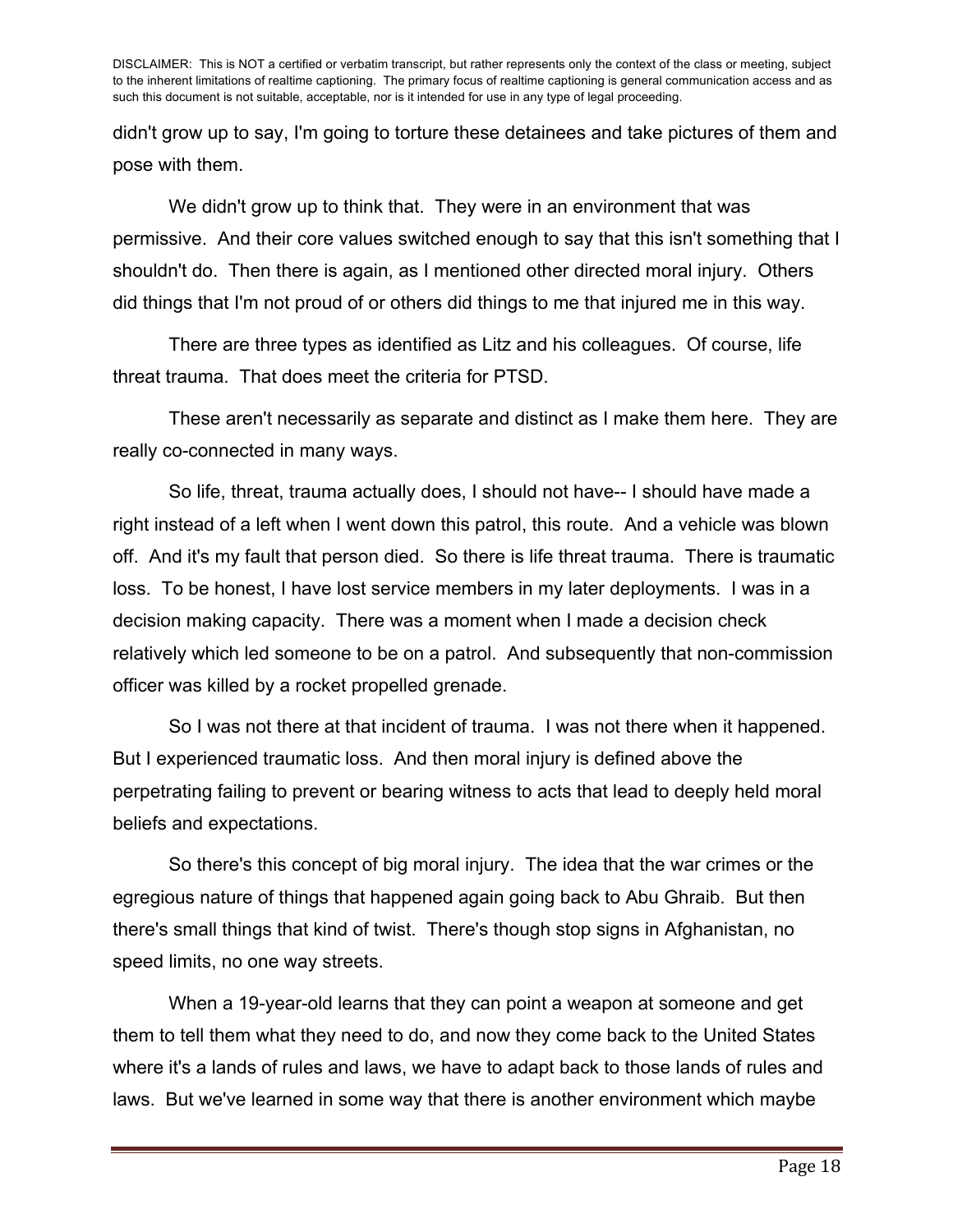didn't grow up to say, I'm going to torture these detainees and take pictures of them and pose with them.

We didn't grow up to think that. They were in an environment that was permissive. And their core values switched enough to say that this isn't something that I shouldn't do. Then there is again, as I mentioned other directed moral injury. Others did things that I'm not proud of or others did things to me that injured me in this way.

There are three types as identified as Litz and his colleagues. Of course, life threat trauma. That does meet the criteria for PTSD.

These aren't necessarily as separate and distinct as I make them here. They are really co-connected in many ways.

So life, threat, trauma actually does, I should not have-- I should have made a right instead of a left when I went down this patrol, this route. And a vehicle was blown off. And it's my fault that person died. So there is life threat trauma. There is traumatic loss. To be honest, I have lost service members in my later deployments. I was in a decision making capacity. There was a moment when I made a decision check relatively which led someone to be on a patrol. And subsequently that non-commission officer was killed by a rocket propelled grenade.

So I was not there at that incident of trauma. I was not there when it happened. But I experienced traumatic loss. And then moral injury is defined above the perpetrating failing to prevent or bearing witness to acts that lead to deeply held moral beliefs and expectations.

So there's this concept of big moral injury. The idea that the war crimes or the egregious nature of things that happened again going back to Abu Ghraib. But then there's small things that kind of twist. There's though stop signs in Afghanistan, no speed limits, no one way streets.

When a 19-year-old learns that they can point a weapon at someone and get them to tell them what they need to do, and now they come back to the United States where it's a lands of rules and laws, we have to adapt back to those lands of rules and laws. But we've learned in some way that there is another environment which maybe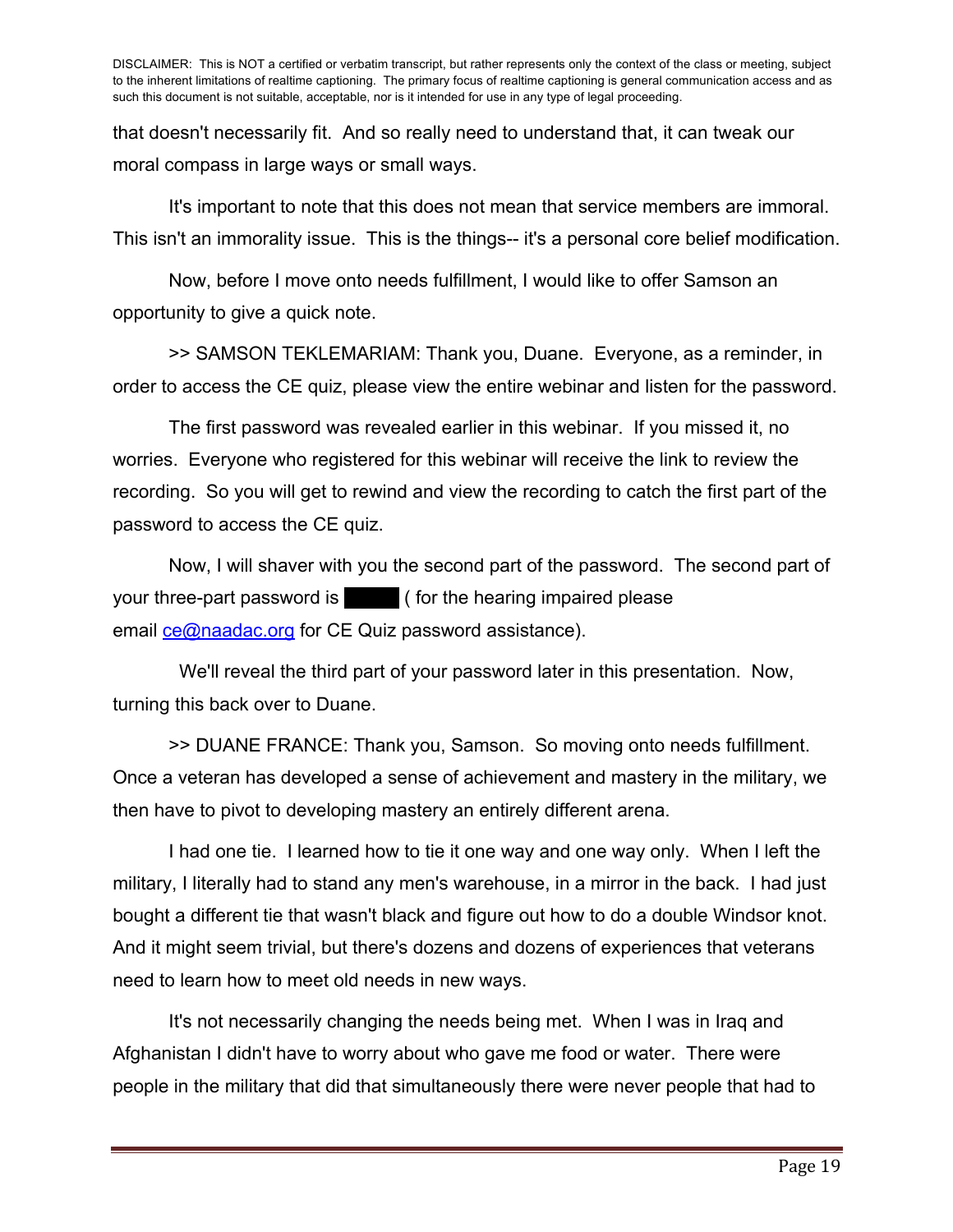that doesn't necessarily fit. And so really need to understand that, it can tweak our moral compass in large ways or small ways.

It's important to note that this does not mean that service members are immoral. This isn't an immorality issue. This is the things-- it's a personal core belief modification.

Now, before I move onto needs fulfillment, I would like to offer Samson an opportunity to give a quick note.

>> SAMSON TEKLEMARIAM: Thank you, Duane. Everyone, as a reminder, in order to access the CE quiz, please view the entire webinar and listen for the password.

The first password was revealed earlier in this webinar. If you missed it, no worries. Everyone who registered for this webinar will receive the link to review the recording. So you will get to rewind and view the recording to catch the first part of the password to access the CE quiz.

Now, I will shaver with you the second part of the password. The second part of your three-part password is █████ ( for the hearing impaired please email ce@naadac.org for CE Quiz password assistance).

We'll reveal the third part of your password later in this presentation. Now, turning this back over to Duane.

>> DUANE FRANCE: Thank you, Samson. So moving onto needs fulfillment. Once a veteran has developed a sense of achievement and mastery in the military, we then have to pivot to developing mastery an entirely different arena.

I had one tie. I learned how to tie it one way and one way only. When I left the military, I literally had to stand any men's warehouse, in a mirror in the back. I had just bought a different tie that wasn't black and figure out how to do a double Windsor knot. And it might seem trivial, but there's dozens and dozens of experiences that veterans need to learn how to meet old needs in new ways.

It's not necessarily changing the needs being met. When I was in Iraq and Afghanistan I didn't have to worry about who gave me food or water. There were people in the military that did that simultaneously there were never people that had to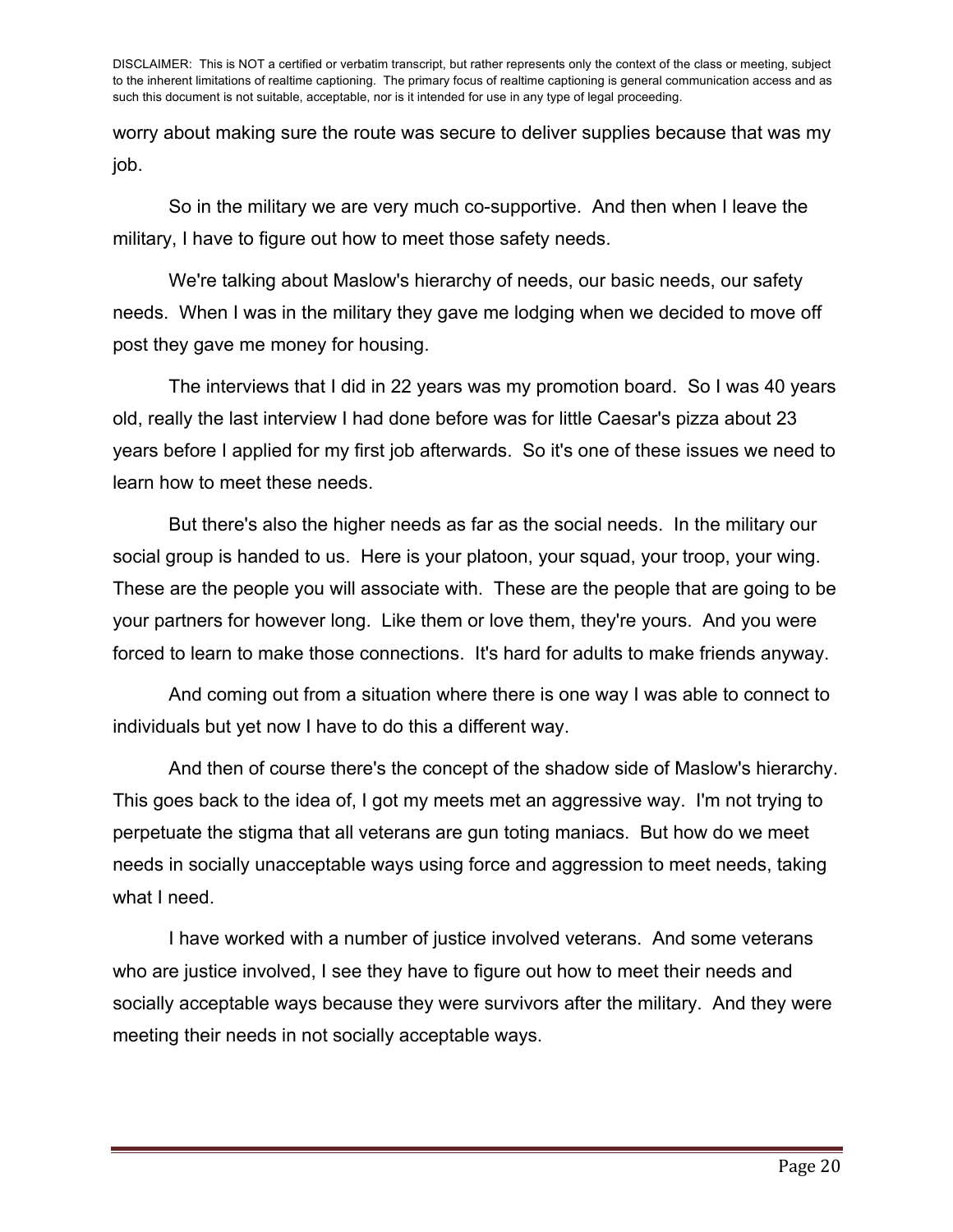DISCLAIMER: This is NOT a certified or verbatim transcript, but rather represents only the context of the class or meeting, subject to the inherent limitations of realtime captioning. The primary focus of realtime captioning is general communication access and as such this document is not suitable, acceptable, nor is it intended for use in any type of legal proceeding.

worry about making sure the route was secure to deliver supplies because that was my job.

So in the military we are very much co-supportive. And then when I leave the military, I have to figure out how to meet those safety needs.

We're talking about Maslow's hierarchy of needs, our basic needs, our safety needs. When I was in the military they gave me lodging when we decided to move off post they gave me money for housing.

The interviews that I did in 22 years was my promotion board. So I was 40 years old, really the last interview I had done before was for little Caesar's pizza about 23 years before I applied for my first job afterwards. So it's one of these issues we need to learn how to meet these needs.

But there's also the higher needs as far as the social needs. In the military our social group is handed to us. Here is your platoon, your squad, your troop, your wing. These are the people you will associate with. These are the people that are going to be your partners for however long. Like them or love them, they're yours. And you were forced to learn to make those connections. It's hard for adults to make friends anyway.

And coming out from a situation where there is one way I was able to connect to individuals but yet now I have to do this a different way.

And then of course there's the concept of the shadow side of Maslow's hierarchy. This goes back to the idea of, I got my meets met an aggressive way. I'm not trying to perpetuate the stigma that all veterans are gun toting maniacs. But how do we meet needs in socially unacceptable ways using force and aggression to meet needs, taking what I need.

I have worked with a number of justice involved veterans. And some veterans who are justice involved, I see they have to figure out how to meet their needs and socially acceptable ways because they were survivors after the military. And they were meeting their needs in not socially acceptable ways.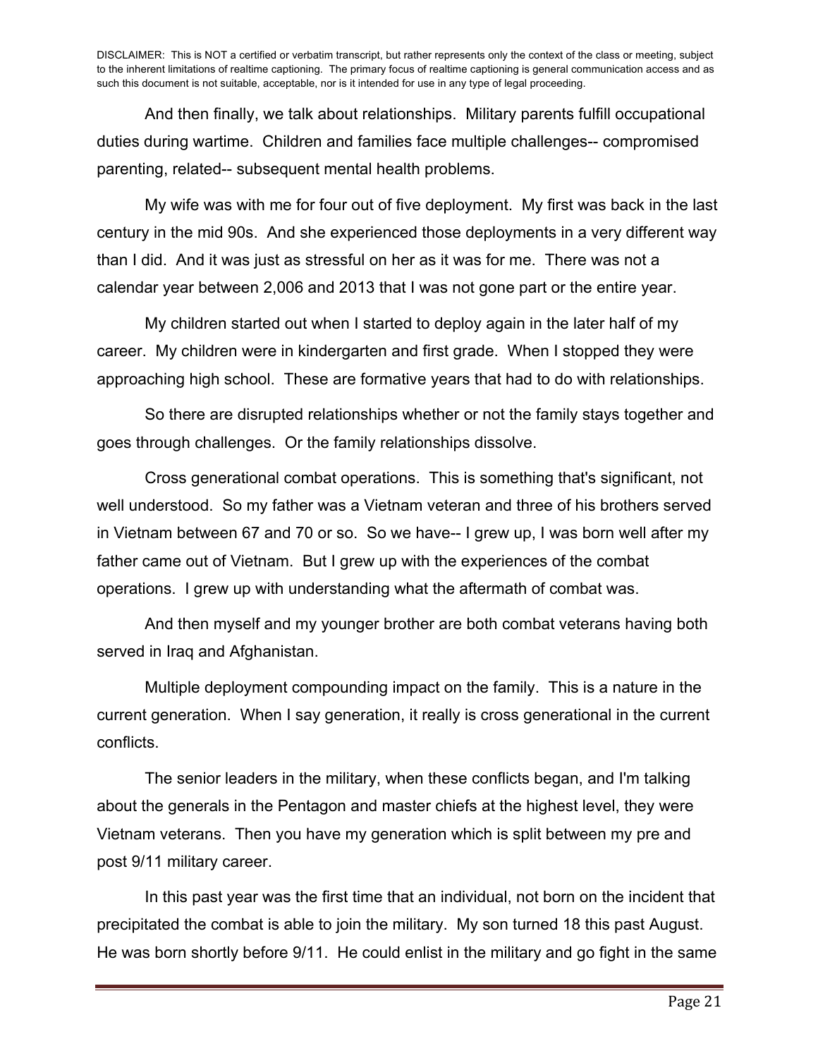And then finally, we talk about relationships. Military parents fulfill occupational duties during wartime. Children and families face multiple challenges-- compromised parenting, related-- subsequent mental health problems.

My wife was with me for four out of five deployment. My first was back in the last century in the mid 90s. And she experienced those deployments in a very different way than I did. And it was just as stressful on her as it was for me. There was not a calendar year between 2,006 and 2013 that I was not gone part or the entire year.

My children started out when I started to deploy again in the later half of my career. My children were in kindergarten and first grade. When I stopped they were approaching high school. These are formative years that had to do with relationships.

So there are disrupted relationships whether or not the family stays together and goes through challenges. Or the family relationships dissolve.

Cross generational combat operations. This is something that's significant, not well understood. So my father was a Vietnam veteran and three of his brothers served in Vietnam between 67 and 70 or so. So we have-- I grew up, I was born well after my father came out of Vietnam. But I grew up with the experiences of the combat operations. I grew up with understanding what the aftermath of combat was.

And then myself and my younger brother are both combat veterans having both served in Iraq and Afghanistan.

Multiple deployment compounding impact on the family. This is a nature in the current generation. When I say generation, it really is cross generational in the current conflicts.

The senior leaders in the military, when these conflicts began, and I'm talking about the generals in the Pentagon and master chiefs at the highest level, they were Vietnam veterans. Then you have my generation which is split between my pre and post 9/11 military career.

In this past year was the first time that an individual, not born on the incident that precipitated the combat is able to join the military. My son turned 18 this past August. He was born shortly before 9/11. He could enlist in the military and go fight in the same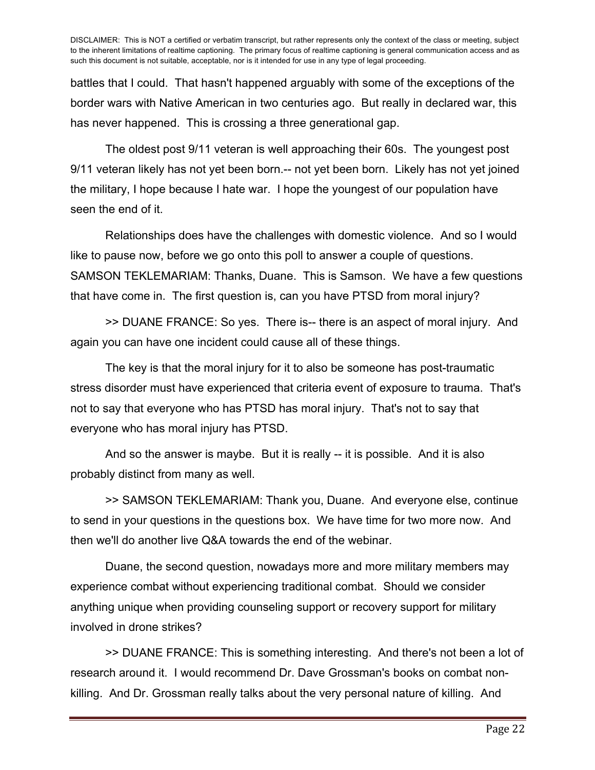DISCLAIMER: This is NOT a certified or verbatim transcript, but rather represents only the context of the class or meeting, subject to the inherent limitations of realtime captioning. The primary focus of realtime captioning is general communication access and as such this document is not suitable, acceptable, nor is it intended for use in any type of legal proceeding.

battles that I could. That hasn't happened arguably with some of the exceptions of the border wars with Native American in two centuries ago. But really in declared war, this has never happened. This is crossing a three generational gap.

The oldest post 9/11 veteran is well approaching their 60s. The youngest post 9/11 veteran likely has not yet been born.-- not yet been born. Likely has not yet joined the military, I hope because I hate war. I hope the youngest of our population have seen the end of it.

Relationships does have the challenges with domestic violence. And so I would like to pause now, before we go onto this poll to answer a couple of questions.
SAMSON TEKLEMARIAM: Thanks, Duane. This is Samson. We have a few questions that have come in. The first question is, can you have PTSD from moral injury?

>> DUANE FRANCE: So yes. There is-- there is an aspect of moral injury. And again you can have one incident could cause all of these things.

The key is that the moral injury for it to also be someone has post-traumatic stress disorder must have experienced that criteria event of exposure to trauma. That's not to say that everyone who has PTSD has moral injury. That's not to say that everyone who has moral injury has PTSD.

And so the answer is maybe. But it is really -- it is possible. And it is also probably distinct from many as well.

>> SAMSON TEKLEMARIAM: Thank you, Duane. And everyone else, continue to send in your questions in the questions box. We have time for two more now. And then we'll do another live Q&A towards the end of the webinar.

Duane, the second question, nowadays more and more military members may experience combat without experiencing traditional combat. Should we consider anything unique when providing counseling support or recovery support for military involved in drone strikes?

>> DUANE FRANCE: This is something interesting. And there's not been a lot of research around it. I would recommend Dr. Dave Grossman's books on combat non-killing. And Dr. Grossman really talks about the very personal nature of killing. And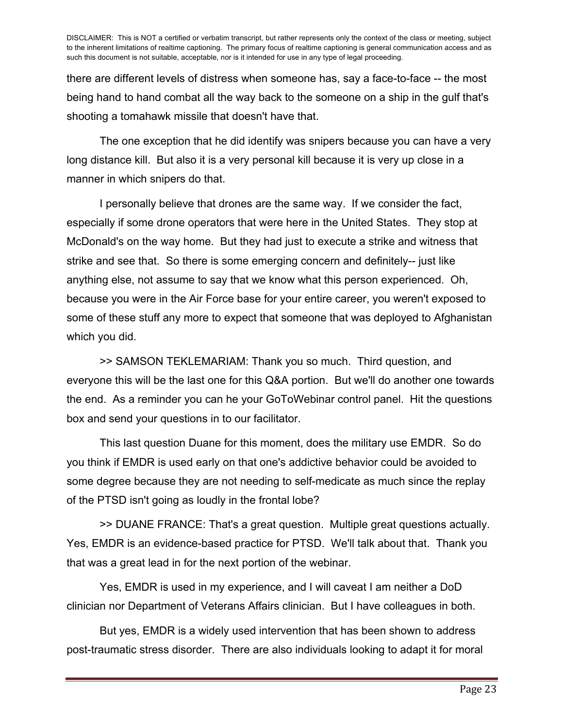DISCLAIMER: This is NOT a certified or verbatim transcript, but rather represents only the context of the class or meeting, subject to the inherent limitations of realtime captioning. The primary focus of realtime captioning is general communication access and as such this document is not suitable, acceptable, nor is it intended for use in any type of legal proceeding.

there are different levels of distress when someone has, say a face-to-face -- the most being hand to hand combat all the way back to the someone on a ship in the gulf that's shooting a tomahawk missile that doesn't have that.

The one exception that he did identify was snipers because you can have a very long distance kill. But also it is a very personal kill because it is very up close in a manner in which snipers do that.

I personally believe that drones are the same way. If we consider the fact, especially if some drone operators that were here in the United States. They stop at McDonald's on the way home. But they had just to execute a strike and witness that strike and see that. So there is some emerging concern and definitely-- just like anything else, not assume to say that we know what this person experienced. Oh, because you were in the Air Force base for your entire career, you weren't exposed to some of these stuff any more to expect that someone that was deployed to Afghanistan which you did.

>> SAMSON TEKLEMARIAM: Thank you so much. Third question, and everyone this will be the last one for this Q&A portion. But we'll do another one towards the end. As a reminder you can he your GoToWebinar control panel. Hit the questions box and send your questions in to our facilitator.

This last question Duane for this moment, does the military use EMDR. So do you think if EMDR is used early on that one's addictive behavior could be avoided to some degree because they are not needing to self-medicate as much since the replay of the PTSD isn't going as loudly in the frontal lobe?

>> DUANE FRANCE: That's a great question. Multiple great questions actually. Yes, EMDR is an evidence-based practice for PTSD. We'll talk about that. Thank you that was a great lead in for the next portion of the webinar.

Yes, EMDR is used in my experience, and I will caveat I am neither a DoD clinician nor Department of Veterans Affairs clinician. But I have colleagues in both.

But yes, EMDR is a widely used intervention that has been shown to address post-traumatic stress disorder. There are also individuals looking to adapt it for moral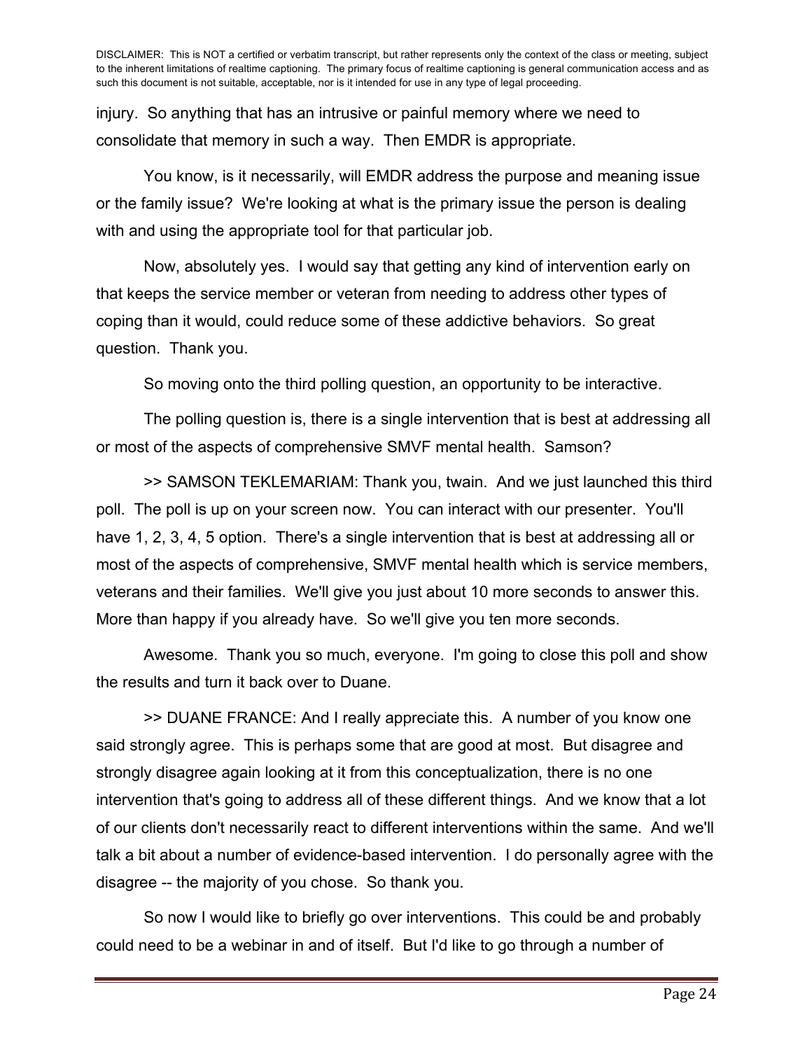injury. So anything that has an intrusive or painful memory where we need to consolidate that memory in such a way. Then EMDR is appropriate.

You know, is it necessarily, will EMDR address the purpose and meaning issue or the family issue? We're looking at what is the primary issue the person is dealing with and using the appropriate tool for that particular job.

Now, absolutely yes. I would say that getting any kind of intervention early on that keeps the service member or veteran from needing to address other types of coping than it would, could reduce some of these addictive behaviors. So great question. Thank you.

So moving onto the third polling question, an opportunity to be interactive.

The polling question is, there is a single intervention that is best at addressing all or most of the aspects of comprehensive SMVF mental health. Samson?

>> SAMSON TEKLEMARIAM: Thank you, twain. And we just launched this third poll. The poll is up on your screen now. You can interact with our presenter. You'll have 1, 2, 3, 4, 5 option. There's a single intervention that is best at addressing all or most of the aspects of comprehensive, SMVF mental health which is service members, veterans and their families. We'll give you just about 10 more seconds to answer this. More than happy if you already have. So we'll give you ten more seconds.

Awesome. Thank you so much, everyone. I'm going to close this poll and show the results and turn it back over to Duane.

>> DUANE FRANCE: And I really appreciate this. A number of you know one said strongly agree. This is perhaps some that are good at most. But disagree and strongly disagree again looking at it from this conceptualization, there is no one intervention that's going to address all of these different things. And we know that a lot of our clients don't necessarily react to different interventions within the same. And we'll talk a bit about a number of evidence-based intervention. I do personally agree with the disagree -- the majority of you chose. So thank you.

So now I would like to briefly go over interventions. This could be and probably could need to be a webinar in and of itself. But I'd like to go through a number of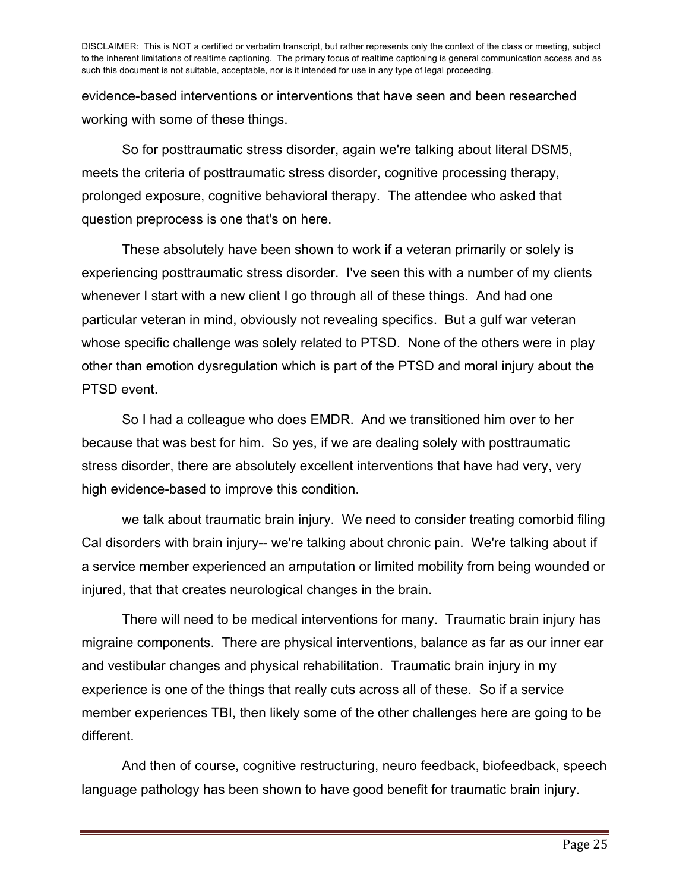DISCLAIMER: This is NOT a certified or verbatim transcript, but rather represents only the context of the class or meeting, subject to the inherent limitations of realtime captioning. The primary focus of realtime captioning is general communication access and as such this document is not suitable, acceptable, nor is it intended for use in any type of legal proceeding.

evidence-based interventions or interventions that have seen and been researched working with some of these things.

So for posttraumatic stress disorder, again we're talking about literal DSM5, meets the criteria of posttraumatic stress disorder, cognitive processing therapy, prolonged exposure, cognitive behavioral therapy. The attendee who asked that question preprocess is one that's on here.

These absolutely have been shown to work if a veteran primarily or solely is experiencing posttraumatic stress disorder. I've seen this with a number of my clients whenever I start with a new client I go through all of these things. And had one particular veteran in mind, obviously not revealing specifics. But a gulf war veteran whose specific challenge was solely related to PTSD. None of the others were in play other than emotion dysregulation which is part of the PTSD and moral injury about the PTSD event.

So I had a colleague who does EMDR. And we transitioned him over to her because that was best for him. So yes, if we are dealing solely with posttraumatic stress disorder, there are absolutely excellent interventions that have had very, very high evidence-based to improve this condition.

we talk about traumatic brain injury. We need to consider treating comorbid filing Cal disorders with brain injury-- we're talking about chronic pain. We're talking about if a service member experienced an amputation or limited mobility from being wounded or injured, that that creates neurological changes in the brain.

There will need to be medical interventions for many. Traumatic brain injury has migraine components. There are physical interventions, balance as far as our inner ear and vestibular changes and physical rehabilitation. Traumatic brain injury in my experience is one of the things that really cuts across all of these. So if a service member experiences TBI, then likely some of the other challenges here are going to be different.

And then of course, cognitive restructuring, neuro feedback, biofeedback, speech language pathology has been shown to have good benefit for traumatic brain injury.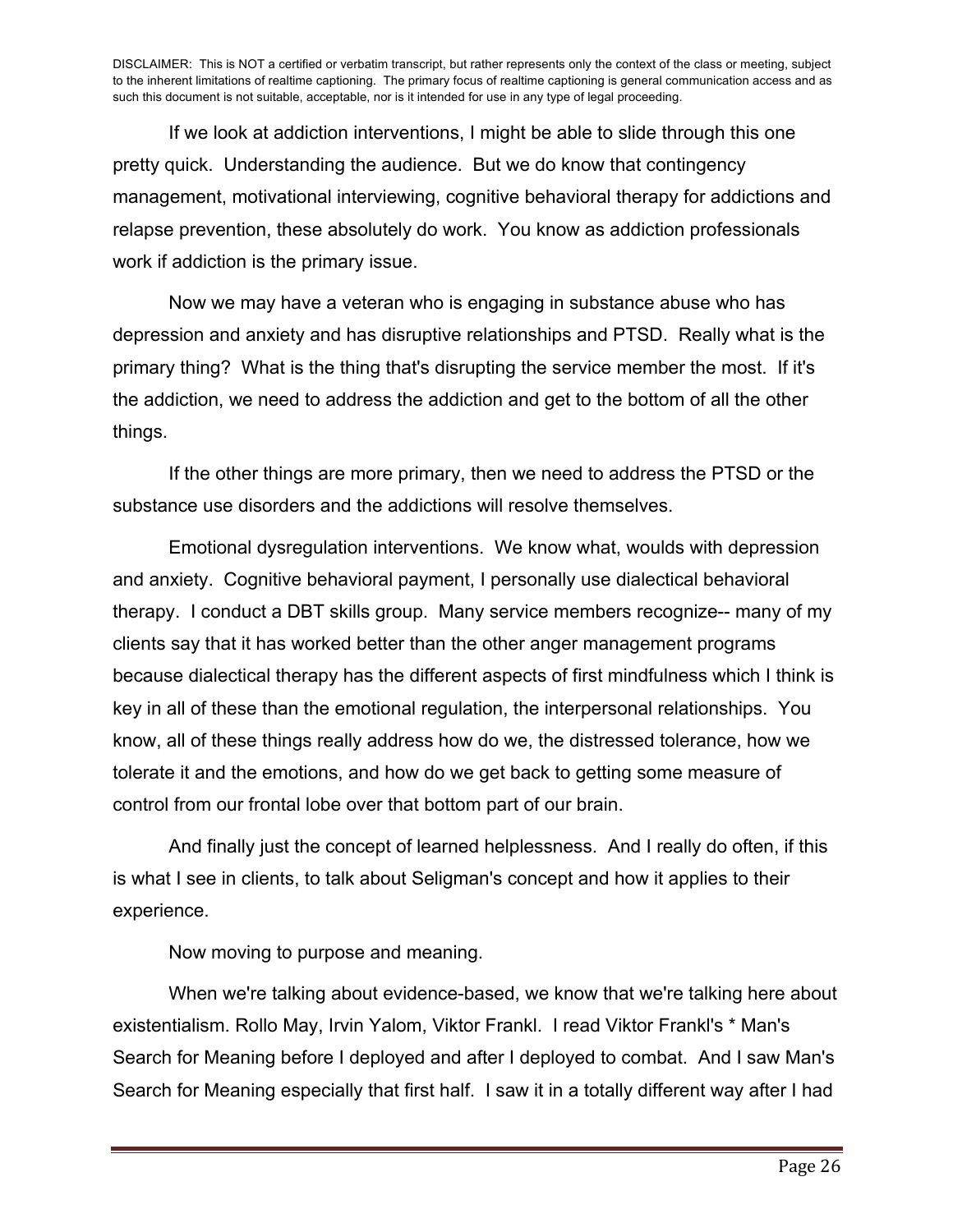DISCLAIMER: This is NOT a certified or verbatim transcript, but rather represents only the context of the class or meeting, subject to the inherent limitations of realtime captioning. The primary focus of realtime captioning is general communication access and as such this document is not suitable, acceptable, nor is it intended for use in any type of legal proceeding.

If we look at addiction interventions, I might be able to slide through this one pretty quick. Understanding the audience. But we do know that contingency management, motivational interviewing, cognitive behavioral therapy for addictions and relapse prevention, these absolutely do work. You know as addiction professionals work if addiction is the primary issue.

Now we may have a veteran who is engaging in substance abuse who has depression and anxiety and has disruptive relationships and PTSD. Really what is the primary thing? What is the thing that's disrupting the service member the most. If it's the addiction, we need to address the addiction and get to the bottom of all the other things.

If the other things are more primary, then we need to address the PTSD or the substance use disorders and the addictions will resolve themselves.

Emotional dysregulation interventions. We know what, woulds with depression and anxiety. Cognitive behavioral payment, I personally use dialectical behavioral therapy. I conduct a DBT skills group. Many service members recognize-- many of my clients say that it has worked better than the other anger management programs because dialectical therapy has the different aspects of first mindfulness which I think is key in all of these than the emotional regulation, the interpersonal relationships. You know, all of these things really address how do we, the distressed tolerance, how we tolerate it and the emotions, and how do we get back to getting some measure of control from our frontal lobe over that bottom part of our brain.

And finally just the concept of learned helplessness. And I really do often, if this is what I see in clients, to talk about Seligman's concept and how it applies to their experience.

Now moving to purpose and meaning.

When we're talking about evidence-based, we know that we're talking here about existentialism. Rollo May, Irvin Yalom, Viktor Frankl. I read Viktor Frankl's * Man's Search for Meaning before I deployed and after I deployed to combat. And I saw Man's Search for Meaning especially that first half. I saw it in a totally different way after I had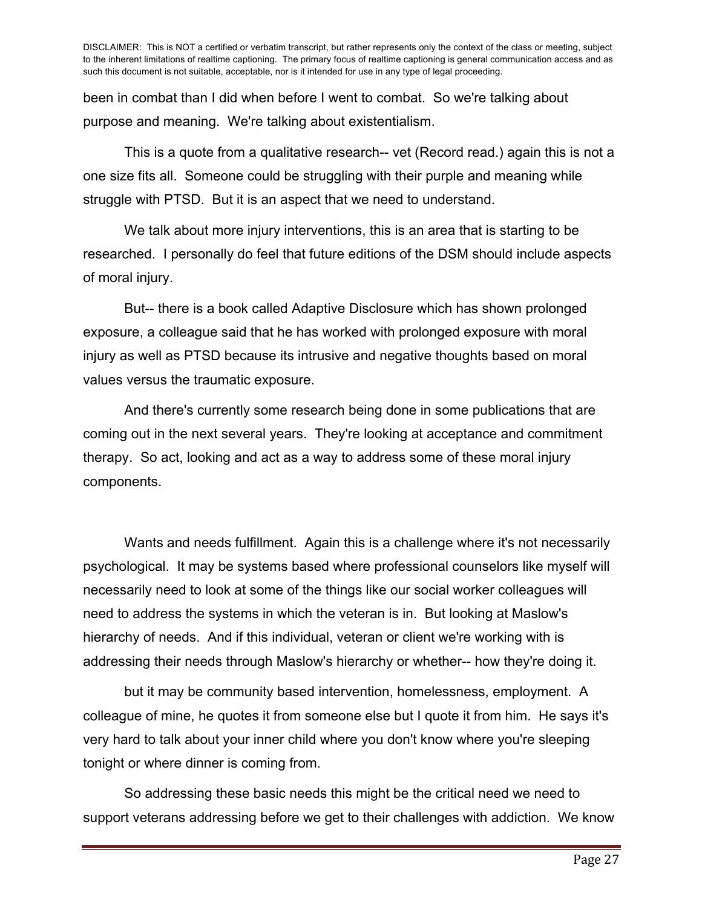DISCLAIMER: This is NOT a certified or verbatim transcript, but rather represents only the context of the class or meeting, subject to the inherent limitations of realtime captioning. The primary focus of realtime captioning is general communication access and as such this document is not suitable, acceptable, nor is it intended for use in any type of legal proceeding.

been in combat than I did when before I went to combat. So we're talking about purpose and meaning. We're talking about existentialism.

This is a quote from a qualitative research-- vet (Record read.) again this is not a one size fits all. Someone could be struggling with their purple and meaning while struggle with PTSD. But it is an aspect that we need to understand.

We talk about more injury interventions, this is an area that is starting to be researched. I personally do feel that future editions of the DSM should include aspects of moral injury.

But-- there is a book called Adaptive Disclosure which has shown prolonged exposure, a colleague said that he has worked with prolonged exposure with moral injury as well as PTSD because its intrusive and negative thoughts based on moral values versus the traumatic exposure.

And there's currently some research being done in some publications that are coming out in the next several years. They're looking at acceptance and commitment therapy. So act, looking and act as a way to address some of these moral injury components.

Wants and needs fulfillment. Again this is a challenge where it's not necessarily psychological. It may be systems based where professional counselors like myself will necessarily need to look at some of the things like our social worker colleagues will need to address the systems in which the veteran is in. But looking at Maslow's hierarchy of needs. And if this individual, veteran or client we're working with is addressing their needs through Maslow's hierarchy or whether-- how they're doing it.

but it may be community based intervention, homelessness, employment. A colleague of mine, he quotes it from someone else but I quote it from him. He says it's very hard to talk about your inner child where you don't know where you're sleeping tonight or where dinner is coming from.

So addressing these basic needs this might be the critical need we need to support veterans addressing before we get to their challenges with addiction. We know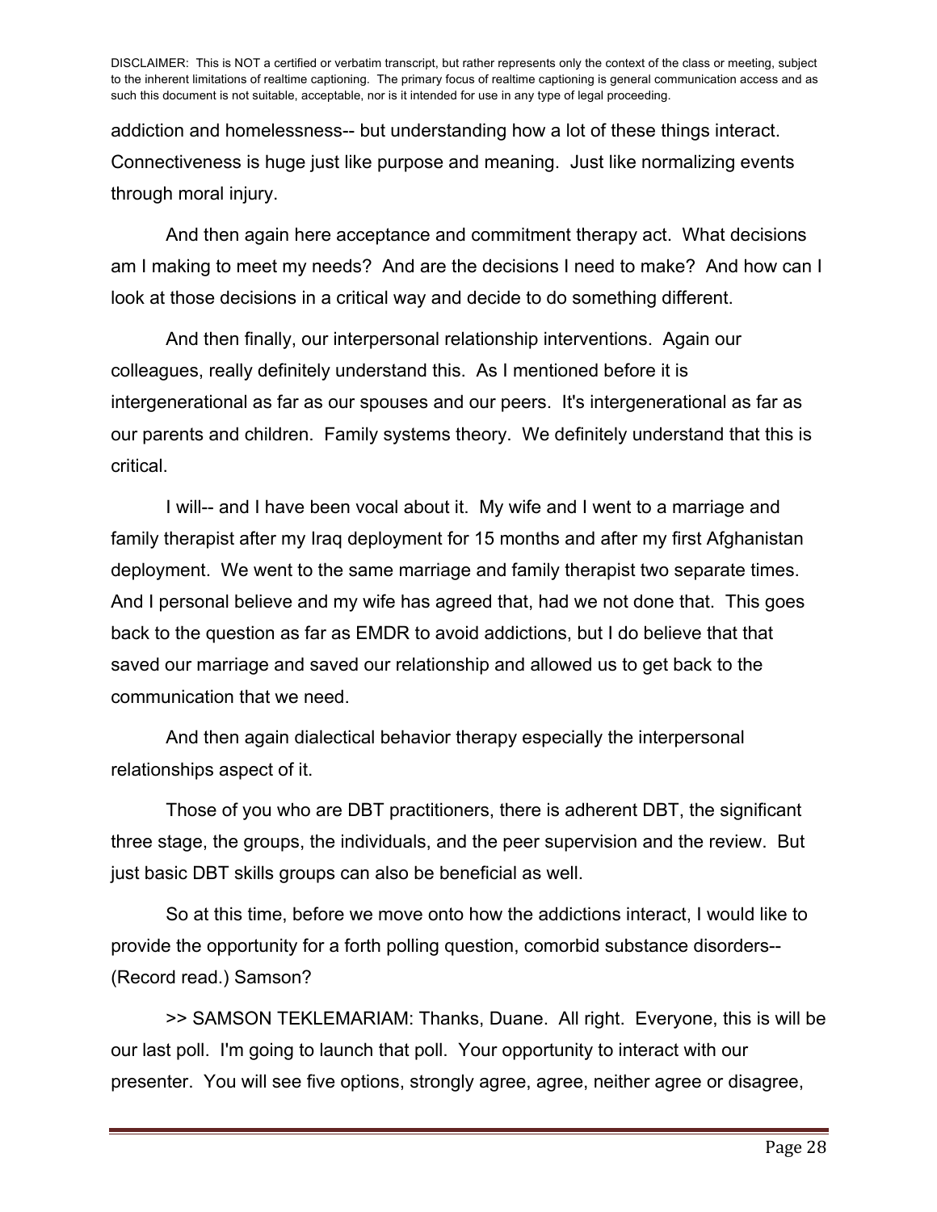DISCLAIMER: This is NOT a certified or verbatim transcript, but rather represents only the context of the class or meeting, subject to the inherent limitations of realtime captioning. The primary focus of realtime captioning is general communication access and as such this document is not suitable, acceptable, nor is it intended for use in any type of legal proceeding.

addiction and homelessness-- but understanding how a lot of these things interact. Connectiveness is huge just like purpose and meaning. Just like normalizing events through moral injury.

And then again here acceptance and commitment therapy act. What decisions am I making to meet my needs? And are the decisions I need to make? And how can I look at those decisions in a critical way and decide to do something different.

And then finally, our interpersonal relationship interventions. Again our colleagues, really definitely understand this. As I mentioned before it is intergenerational as far as our spouses and our peers. It's intergenerational as far as our parents and children. Family systems theory. We definitely understand that this is critical.

I will-- and I have been vocal about it. My wife and I went to a marriage and family therapist after my Iraq deployment for 15 months and after my first Afghanistan deployment. We went to the same marriage and family therapist two separate times. And I personal believe and my wife has agreed that, had we not done that. This goes back to the question as far as EMDR to avoid addictions, but I do believe that that saved our marriage and saved our relationship and allowed us to get back to the communication that we need.

And then again dialectical behavior therapy especially the interpersonal relationships aspect of it.

Those of you who are DBT practitioners, there is adherent DBT, the significant three stage, the groups, the individuals, and the peer supervision and the review. But just basic DBT skills groups can also be beneficial as well.

So at this time, before we move onto how the addictions interact, I would like to provide the opportunity for a forth polling question, comorbid substance disorders-- (Record read.) Samson?

>> SAMSON TEKLEMARIAM: Thanks, Duane. All right. Everyone, this is will be our last poll. I'm going to launch that poll. Your opportunity to interact with our presenter. You will see five options, strongly agree, agree, neither agree or disagree,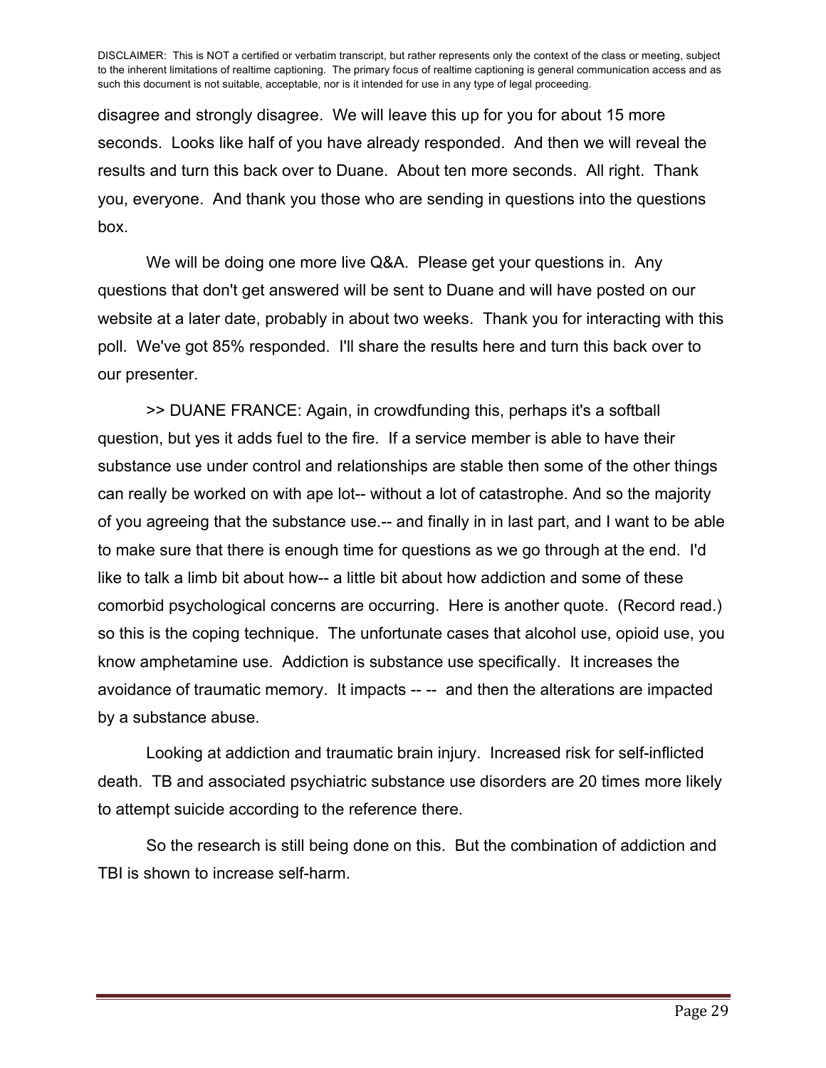disagree and strongly disagree. We will leave this up for you for about 15 more seconds. Looks like half of you have already responded. And then we will reveal the results and turn this back over to Duane. About ten more seconds. All right. Thank you, everyone. And thank you those who are sending in questions into the questions box.

We will be doing one more live Q&A. Please get your questions in. Any questions that don't get answered will be sent to Duane and will have posted on our website at a later date, probably in about two weeks. Thank you for interacting with this poll. We've got 85% responded. I'll share the results here and turn this back over to our presenter.

>> DUANE FRANCE: Again, in crowdfunding this, perhaps it's a softball question, but yes it adds fuel to the fire. If a service member is able to have their substance use under control and relationships are stable then some of the other things can really be worked on with ape lot-- without a lot of catastrophe. And so the majority of you agreeing that the substance use.-- and finally in in last part, and I want to be able to make sure that there is enough time for questions as we go through at the end. I'd like to talk a limb bit about how-- a little bit about how addiction and some of these comorbid psychological concerns are occurring. Here is another quote. (Record read.) so this is the coping technique. The unfortunate cases that alcohol use, opioid use, you know amphetamine use. Addiction is substance use specifically. It increases the avoidance of traumatic memory. It impacts -- -- and then the alterations are impacted by a substance abuse.

Looking at addiction and traumatic brain injury. Increased risk for self-inflicted death. TB and associated psychiatric substance use disorders are 20 times more likely to attempt suicide according to the reference there.

So the research is still being done on this. But the combination of addiction and TBI is shown to increase self-harm.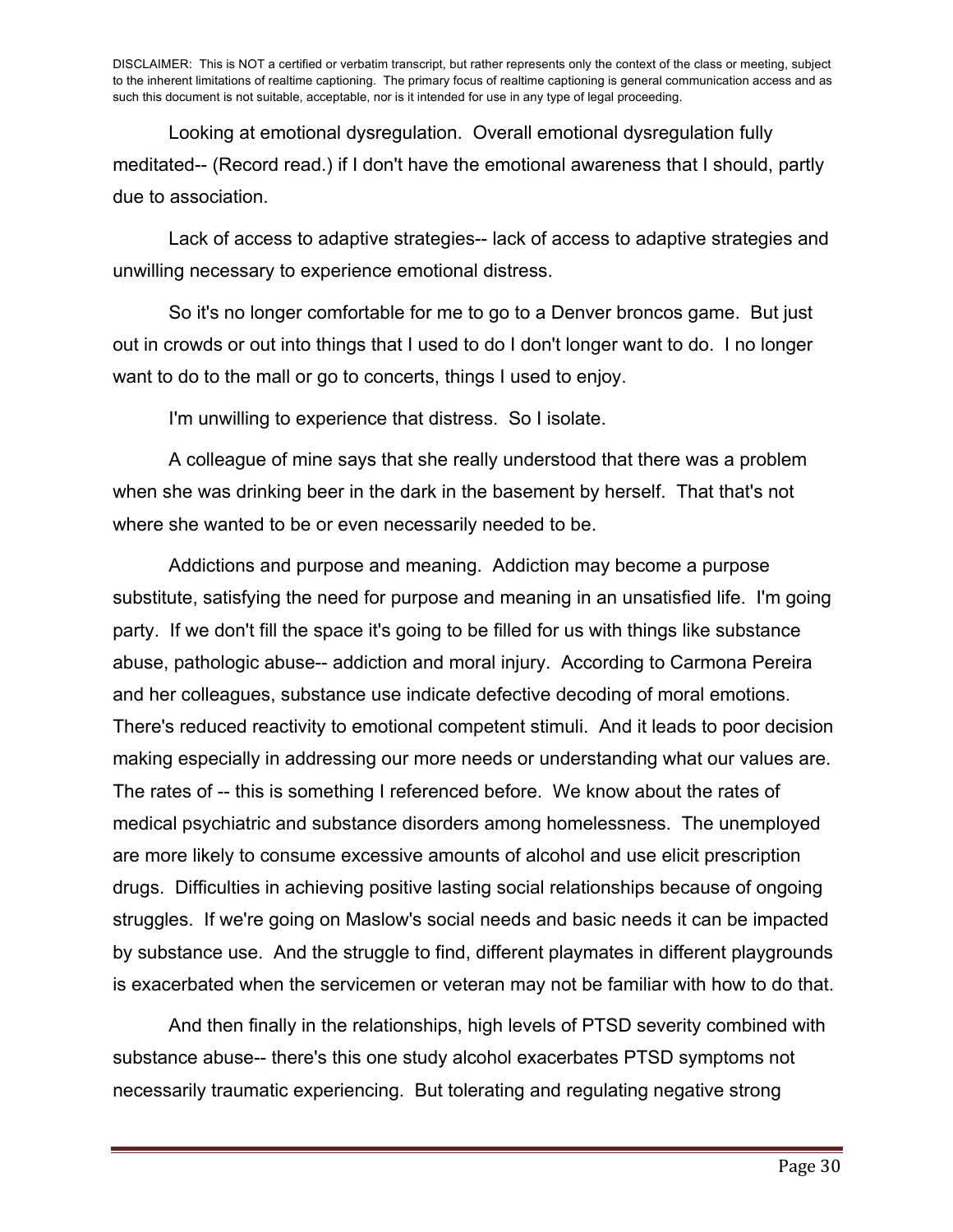DISCLAIMER: This is NOT a certified or verbatim transcript, but rather represents only the context of the class or meeting, subject to the inherent limitations of realtime captioning. The primary focus of realtime captioning is general communication access and as such this document is not suitable, acceptable, nor is it intended for use in any type of legal proceeding.

Looking at emotional dysregulation. Overall emotional dysregulation fully meditated-- (Record read.) if I don't have the emotional awareness that I should, partly due to association.

Lack of access to adaptive strategies-- lack of access to adaptive strategies and unwilling necessary to experience emotional distress.

So it's no longer comfortable for me to go to a Denver broncos game. But just out in crowds or out into things that I used to do I don't longer want to do. I no longer want to do to the mall or go to concerts, things I used to enjoy.

I'm unwilling to experience that distress. So I isolate.

A colleague of mine says that she really understood that there was a problem when she was drinking beer in the dark in the basement by herself. That that's not where she wanted to be or even necessarily needed to be.

Addictions and purpose and meaning. Addiction may become a purpose substitute, satisfying the need for purpose and meaning in an unsatisfied life. I'm going party. If we don't fill the space it's going to be filled for us with things like substance abuse, pathologic abuse-- addiction and moral injury. According to Carmona Pereira and her colleagues, substance use indicate defective decoding of moral emotions. There's reduced reactivity to emotional competent stimuli. And it leads to poor decision making especially in addressing our more needs or understanding what our values are. The rates of -- this is something I referenced before. We know about the rates of medical psychiatric and substance disorders among homelessness. The unemployed are more likely to consume excessive amounts of alcohol and use elicit prescription drugs. Difficulties in achieving positive lasting social relationships because of ongoing struggles. If we're going on Maslow's social needs and basic needs it can be impacted by substance use. And the struggle to find, different playmates in different playgrounds is exacerbated when the servicemen or veteran may not be familiar with how to do that.

And then finally in the relationships, high levels of PTSD severity combined with substance abuse-- there's this one study alcohol exacerbates PTSD symptoms not necessarily traumatic experiencing. But tolerating and regulating negative strong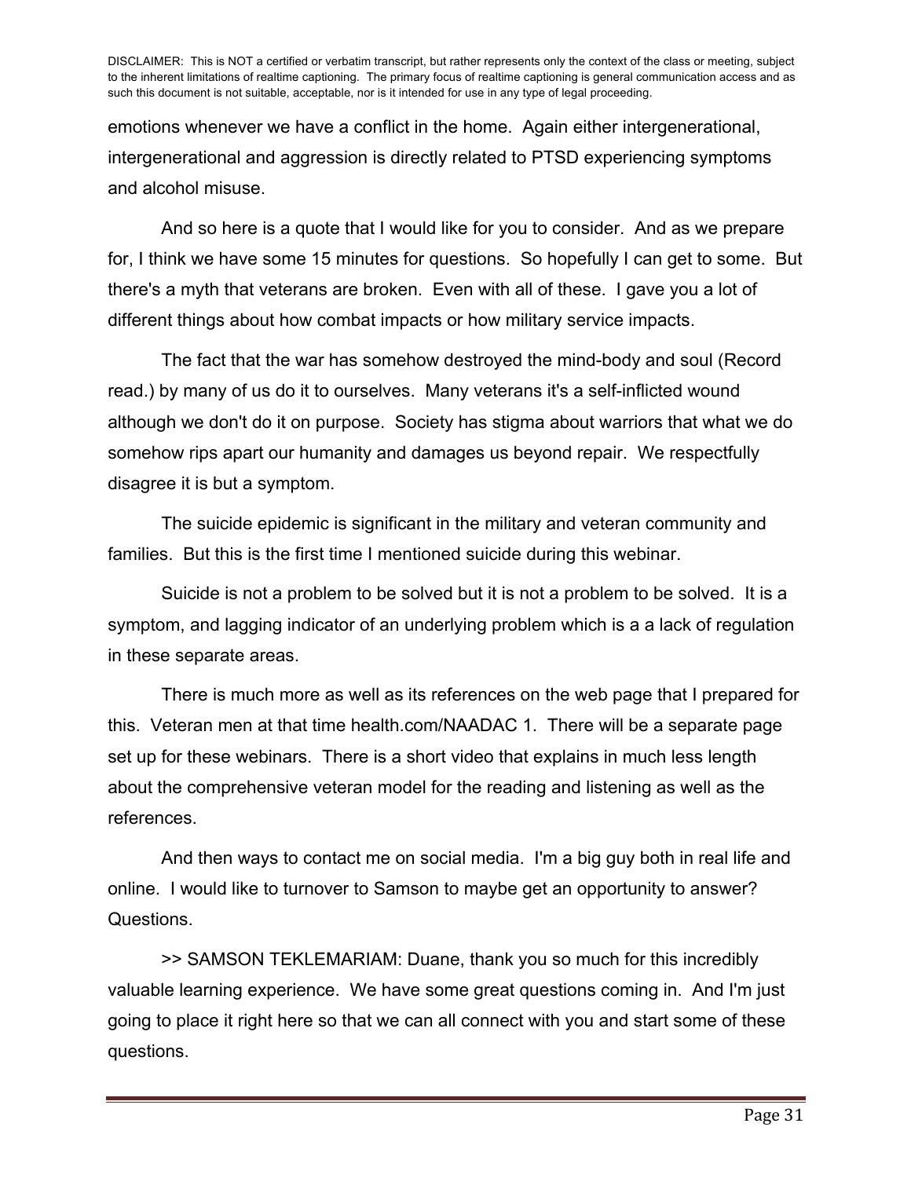emotions whenever we have a conflict in the home. Again either intergenerational, intergenerational and aggression is directly related to PTSD experiencing symptoms and alcohol misuse.

And so here is a quote that I would like for you to consider. And as we prepare for, I think we have some 15 minutes for questions. So hopefully I can get to some. But there's a myth that veterans are broken. Even with all of these. I gave you a lot of different things about how combat impacts or how military service impacts.

The fact that the war has somehow destroyed the mind-body and soul (Record read.) by many of us do it to ourselves. Many veterans it's a self-inflicted wound although we don't do it on purpose. Society has stigma about warriors that what we do somehow rips apart our humanity and damages us beyond repair. We respectfully disagree it is but a symptom.

The suicide epidemic is significant in the military and veteran community and families. But this is the first time I mentioned suicide during this webinar.

Suicide is not a problem to be solved but it is not a problem to be solved. It is a symptom, and lagging indicator of an underlying problem which is a a lack of regulation in these separate areas.

There is much more as well as its references on the web page that I prepared for this. Veteran men at that time health.com/NAADAC 1. There will be a separate page set up for these webinars. There is a short video that explains in much less length about the comprehensive veteran model for the reading and listening as well as the references.

And then ways to contact me on social media. I'm a big guy both in real life and online. I would like to turnover to Samson to maybe get an opportunity to answer? Questions.

>> SAMSON TEKLEMARIAM: Duane, thank you so much for this incredibly valuable learning experience. We have some great questions coming in. And I'm just going to place it right here so that we can all connect with you and start some of these questions.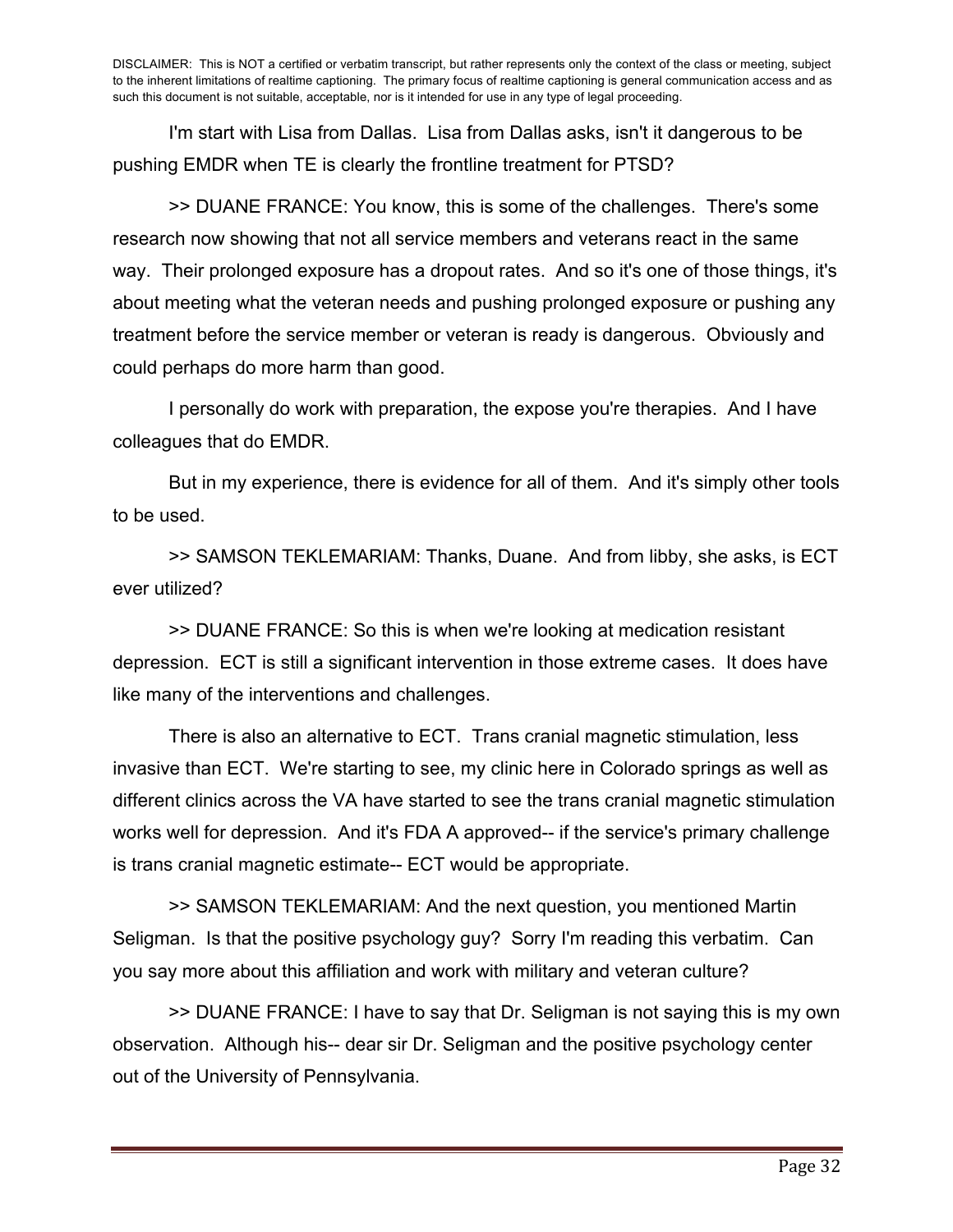DISCLAIMER: This is NOT a certified or verbatim transcript, but rather represents only the context of the class or meeting, subject to the inherent limitations of realtime captioning. The primary focus of realtime captioning is general communication access and as such this document is not suitable, acceptable, nor is it intended for use in any type of legal proceeding.

I'm start with Lisa from Dallas. Lisa from Dallas asks, isn't it dangerous to be pushing EMDR when TE is clearly the frontline treatment for PTSD?

>> DUANE FRANCE: You know, this is some of the challenges. There's some research now showing that not all service members and veterans react in the same way. Their prolonged exposure has a dropout rates. And so it's one of those things, it's about meeting what the veteran needs and pushing prolonged exposure or pushing any treatment before the service member or veteran is ready is dangerous. Obviously and could perhaps do more harm than good.

I personally do work with preparation, the expose you're therapies. And I have colleagues that do EMDR.

But in my experience, there is evidence for all of them. And it's simply other tools to be used.

>> SAMSON TEKLEMARIAM: Thanks, Duane. And from libby, she asks, is ECT ever utilized?

>> DUANE FRANCE: So this is when we're looking at medication resistant depression. ECT is still a significant intervention in those extreme cases. It does have like many of the interventions and challenges.

There is also an alternative to ECT. Trans cranial magnetic stimulation, less invasive than ECT. We're starting to see, my clinic here in Colorado springs as well as different clinics across the VA have started to see the trans cranial magnetic stimulation works well for depression. And it's FDA A approved-- if the service's primary challenge is trans cranial magnetic estimate-- ECT would be appropriate.

>> SAMSON TEKLEMARIAM: And the next question, you mentioned Martin Seligman. Is that the positive psychology guy? Sorry I'm reading this verbatim. Can you say more about this affiliation and work with military and veteran culture?

>> DUANE FRANCE: I have to say that Dr. Seligman is not saying this is my own observation. Although his-- dear sir Dr. Seligman and the positive psychology center out of the University of Pennsylvania.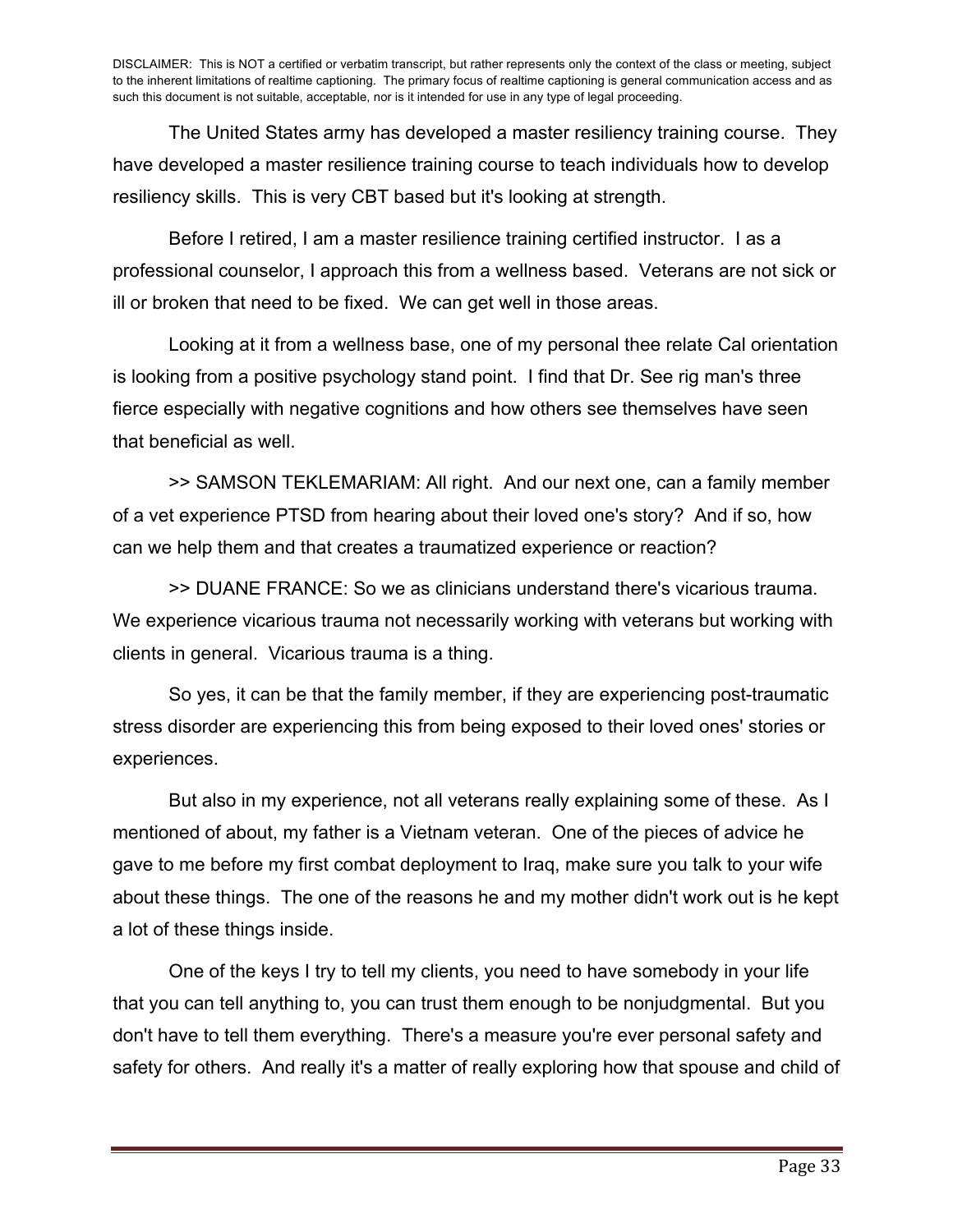DISCLAIMER: This is NOT a certified or verbatim transcript, but rather represents only the context of the class or meeting, subject to the inherent limitations of realtime captioning. The primary focus of realtime captioning is general communication access and as such this document is not suitable, acceptable, nor is it intended for use in any type of legal proceeding.

The United States army has developed a master resiliency training course. They have developed a master resilience training course to teach individuals how to develop resiliency skills. This is very CBT based but it's looking at strength.

Before I retired, I am a master resilience training certified instructor. I as a professional counselor, I approach this from a wellness based. Veterans are not sick or ill or broken that need to be fixed. We can get well in those areas.

Looking at it from a wellness base, one of my personal thee relate Cal orientation is looking from a positive psychology stand point. I find that Dr. See rig man's three fierce especially with negative cognitions and how others see themselves have seen that beneficial as well.

>> SAMSON TEKLEMARIAM: All right. And our next one, can a family member of a vet experience PTSD from hearing about their loved one's story? And if so, how can we help them and that creates a traumatized experience or reaction?

>> DUANE FRANCE: So we as clinicians understand there's vicarious trauma. We experience vicarious trauma not necessarily working with veterans but working with clients in general. Vicarious trauma is a thing.

So yes, it can be that the family member, if they are experiencing post-traumatic stress disorder are experiencing this from being exposed to their loved ones' stories or experiences.

But also in my experience, not all veterans really explaining some of these. As I mentioned of about, my father is a Vietnam veteran. One of the pieces of advice he gave to me before my first combat deployment to Iraq, make sure you talk to your wife about these things. The one of the reasons he and my mother didn't work out is he kept a lot of these things inside.

One of the keys I try to tell my clients, you need to have somebody in your life that you can tell anything to, you can trust them enough to be nonjudgmental. But you don't have to tell them everything. There's a measure you're ever personal safety and safety for others. And really it's a matter of really exploring how that spouse and child of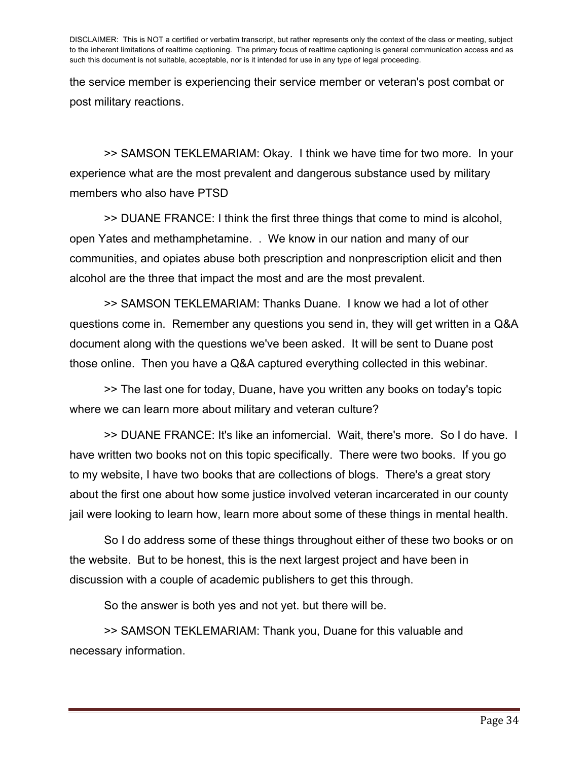the service member is experiencing their service member or veteran's post combat or post military reactions.

>> SAMSON TEKLEMARIAM: Okay. I think we have time for two more. In your experience what are the most prevalent and dangerous substance used by military members who also have PTSD

>> DUANE FRANCE: I think the first three things that come to mind is alcohol, open Yates and methamphetamine. . We know in our nation and many of our communities, and opiates abuse both prescription and nonprescription elicit and then alcohol are the three that impact the most and are the most prevalent.

>> SAMSON TEKLEMARIAM: Thanks Duane. I know we had a lot of other questions come in. Remember any questions you send in, they will get written in a Q&A document along with the questions we've been asked. It will be sent to Duane post those online. Then you have a Q&A captured everything collected in this webinar.

>> The last one for today, Duane, have you written any books on today's topic where we can learn more about military and veteran culture?

>> DUANE FRANCE: It's like an infomercial. Wait, there's more. So I do have. I have written two books not on this topic specifically. There were two books. If you go to my website, I have two books that are collections of blogs. There's a great story about the first one about how some justice involved veteran incarcerated in our county jail were looking to learn how, learn more about some of these things in mental health.

So I do address some of these things throughout either of these two books or on the website. But to be honest, this is the next largest project and have been in discussion with a couple of academic publishers to get this through.

So the answer is both yes and not yet. but there will be.

>> SAMSON TEKLEMARIAM: Thank you, Duane for this valuable and necessary information.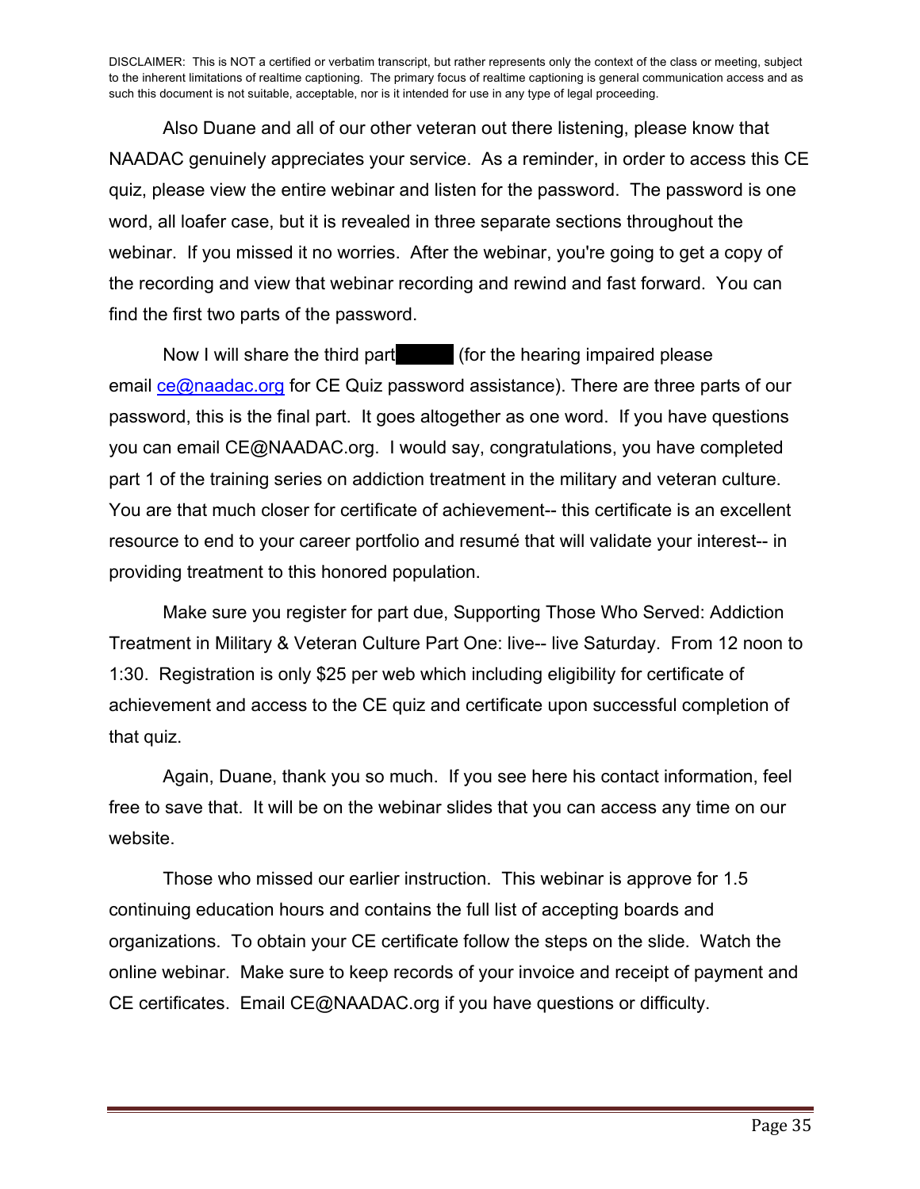DISCLAIMER: This is NOT a certified or verbatim transcript, but rather represents only the context of the class or meeting, subject to the inherent limitations of realtime captioning. The primary focus of realtime captioning is general communication access and as such this document is not suitable, acceptable, nor is it intended for use in any type of legal proceeding.

Also Duane and all of our other veteran out there listening, please know that NAADAC genuinely appreciates your service. As a reminder, in order to access this CE quiz, please view the entire webinar and listen for the password. The password is one word, all loafer case, but it is revealed in three separate sections throughout the webinar. If you missed it no worries. After the webinar, you're going to get a copy of the recording and view that webinar recording and rewind and fast forward. You can find the first two parts of the password.

Now I will share the third part (for the hearing impaired please email ce@naadac.org for CE Quiz password assistance). There are three parts of our password, this is the final part. It goes altogether as one word. If you have questions you can email CE@NAADAC.org. I would say, congratulations, you have completed part 1 of the training series on addiction treatment in the military and veteran culture. You are that much closer for certificate of achievement-- this certificate is an excellent resource to end to your career portfolio and resumé that will validate your interest-- in providing treatment to this honored population.

Make sure you register for part due, Supporting Those Who Served: Addiction Treatment in Military & Veteran Culture Part One: live-- live Saturday. From 12 noon to 1:30. Registration is only $25 per web which including eligibility for certificate of achievement and access to the CE quiz and certificate upon successful completion of that quiz.

Again, Duane, thank you so much. If you see here his contact information, feel free to save that. It will be on the webinar slides that you can access any time on our website.

Those who missed our earlier instruction. This webinar is approve for 1.5 continuing education hours and contains the full list of accepting boards and organizations. To obtain your CE certificate follow the steps on the slide. Watch the online webinar. Make sure to keep records of your invoice and receipt of payment and CE certificates. Email CE@NAADAC.org if you have questions or difficulty.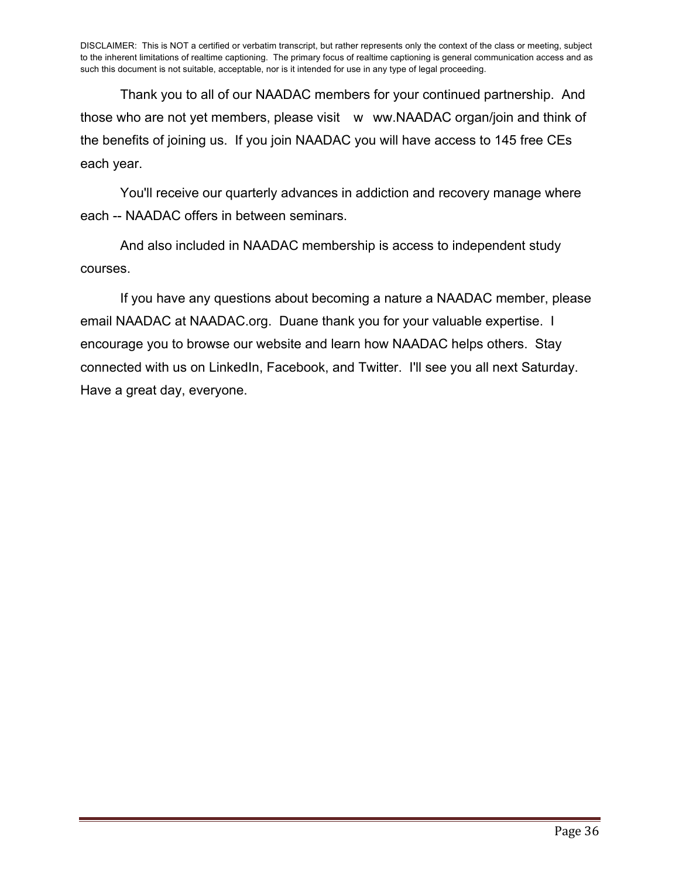DISCLAIMER: This is NOT a certified or verbatim transcript, but rather represents only the context of the class or meeting, subject to the inherent limitations of realtime captioning. The primary focus of realtime captioning is general communication access and as such this document is not suitable, acceptable, nor is it intended for use in any type of legal proceeding.

Thank you to all of our NAADAC members for your continued partnership. And those who are not yet members, please visit w ww.NAADAC organ/join and think of the benefits of joining us. If you join NAADAC you will have access to 145 free CEs each year.

You'll receive our quarterly advances in addiction and recovery manage where each -- NAADAC offers in between seminars.

And also included in NAADAC membership is access to independent study courses.

If you have any questions about becoming a nature a NAADAC member, please email NAADAC at NAADAC.org. Duane thank you for your valuable expertise. I encourage you to browse our website and learn how NAADAC helps others. Stay connected with us on LinkedIn, Facebook, and Twitter. I'll see you all next Saturday. Have a great day, everyone.